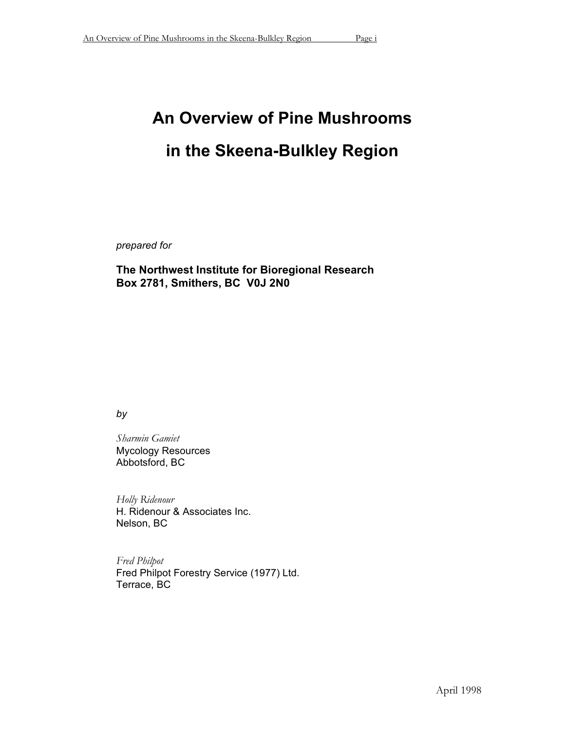# An Overview of Pine Mushrooms in the Skeena-Bulkley Region

*prepared for*

**The Northwest Institute for Bioregional Research**
**Box 2781, Smithers, BC V0J 2N0**

*by*

*Sharmin Gamiet*
Mycology Resources
Abbotsford, BC

*Holly Ridenour*
H. Ridenour & Associates Inc.
Nelson, BC

*Fred Philpot*
Fred Philpot Forestry Service (1977) Ltd.
Terrace, BC

April 1998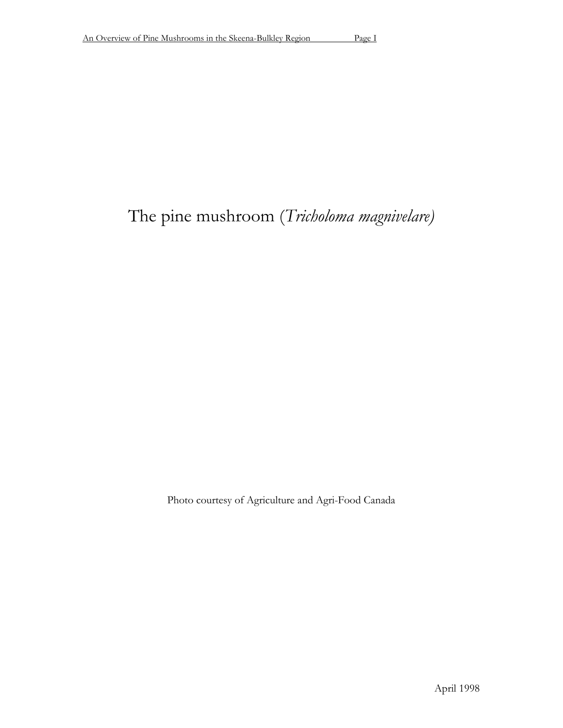The pine mushroom (*Tricholoma magnivelare)*

Photo courtesy of Agriculture and Agri-Food Canada

April 1998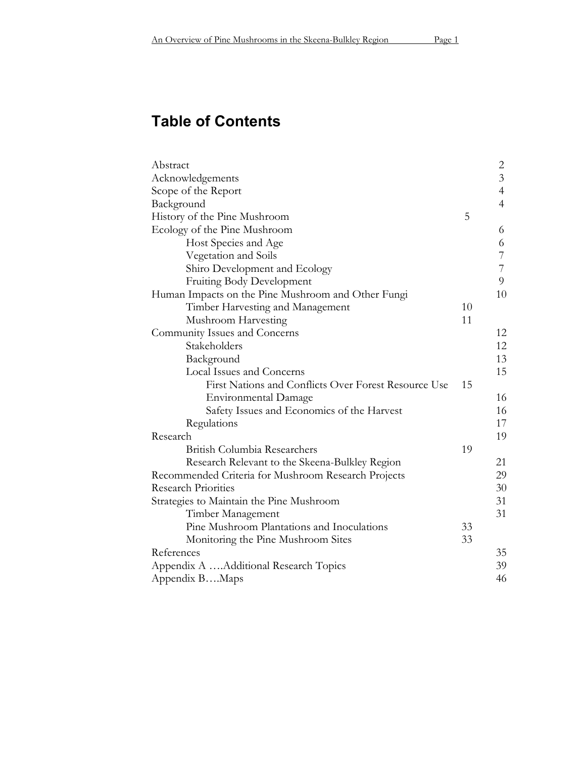# Table of Contents

| | |
|---|---|
| Abstract | 2 |
| Acknowledgements | 3 |
| Scope of the Report | 4 |
| Background | 4 |
| History of the Pine Mushroom | 5 |
| Ecology of the Pine Mushroom | 6 |
| Host Species and Age | 6 |
| Vegetation and Soils | 7 |
| Shiro Development and Ecology | 7 |
| Fruiting Body Development | 9 |
| Human Impacts on the Pine Mushroom and Other Fungi | 10 |
| Timber Harvesting and Management | 10 |
| Mushroom Harvesting | 11 |
| Community Issues and Concerns | 12 |
| Stakeholders | 12 |
| Background | 13 |
| Local Issues and Concerns | 15 |
| First Nations and Conflicts Over Forest Resource Use | 15 |
| Environmental Damage | 16 |
| Safety Issues and Economics of the Harvest | 16 |
| Regulations | 17 |
| Research | 19 |
| British Columbia Researchers | 19 |
| Research Relevant to the Skeena-Bulkley Region | 21 |
| Recommended Criteria for Mushroom Research Projects | 29 |
| Research Priorities | 30 |
| Strategies to Maintain the Pine Mushroom | 31 |
| Timber Management | 31 |
| Pine Mushroom Plantations and Inoculations | 33 |
| Monitoring the Pine Mushroom Sites | 33 |
| References | 35 |
| Appendix A ….Additional Research Topics | 39 |
| Appendix B….Maps | 46 |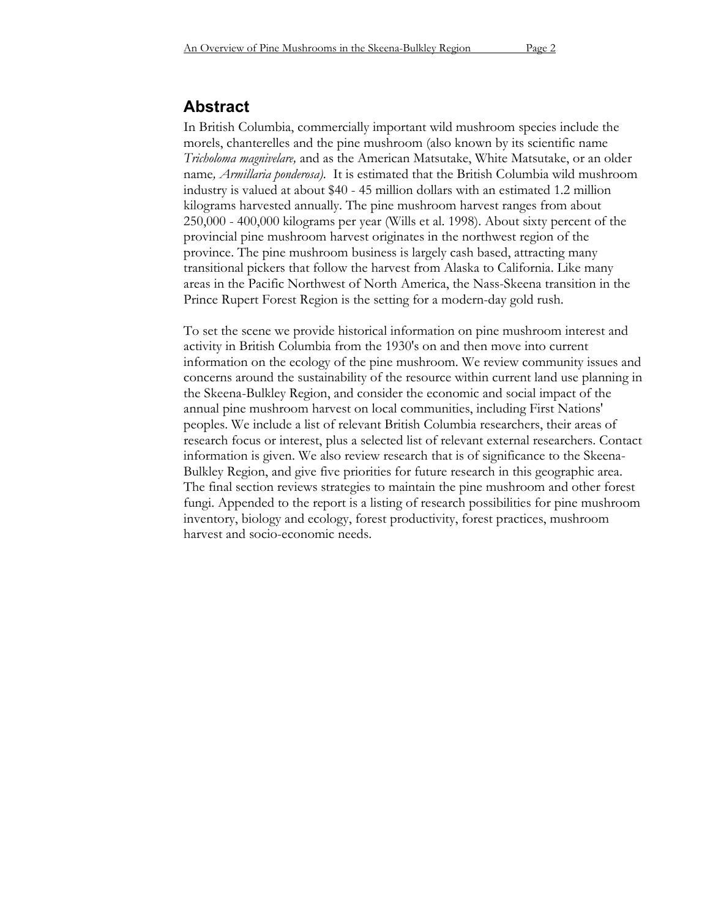## Abstract

In British Columbia, commercially important wild mushroom species include the morels, chanterelles and the pine mushroom (also known by its scientific name *Tricholoma magnivelare,* and as the American Matsutake, White Matsutake, or an older name*, Armillaria ponderosa).* It is estimated that the British Columbia wild mushroom industry is valued at about $40 - 45 million dollars with an estimated 1.2 million kilograms harvested annually. The pine mushroom harvest ranges from about 250,000 - 400,000 kilograms per year (Wills et al. 1998). About sixty percent of the provincial pine mushroom harvest originates in the northwest region of the province. The pine mushroom business is largely cash based, attracting many transitional pickers that follow the harvest from Alaska to California. Like many areas in the Pacific Northwest of North America, the Nass-Skeena transition in the Prince Rupert Forest Region is the setting for a modern-day gold rush.

To set the scene we provide historical information on pine mushroom interest and activity in British Columbia from the 1930's on and then move into current information on the ecology of the pine mushroom. We review community issues and concerns around the sustainability of the resource within current land use planning in the Skeena-Bulkley Region, and consider the economic and social impact of the annual pine mushroom harvest on local communities, including First Nations' peoples. We include a list of relevant British Columbia researchers, their areas of research focus or interest, plus a selected list of relevant external researchers. Contact information is given. We also review research that is of significance to the Skeena-Bulkley Region, and give five priorities for future research in this geographic area. The final section reviews strategies to maintain the pine mushroom and other forest fungi. Appended to the report is a listing of research possibilities for pine mushroom inventory, biology and ecology, forest productivity, forest practices, mushroom harvest and socio-economic needs.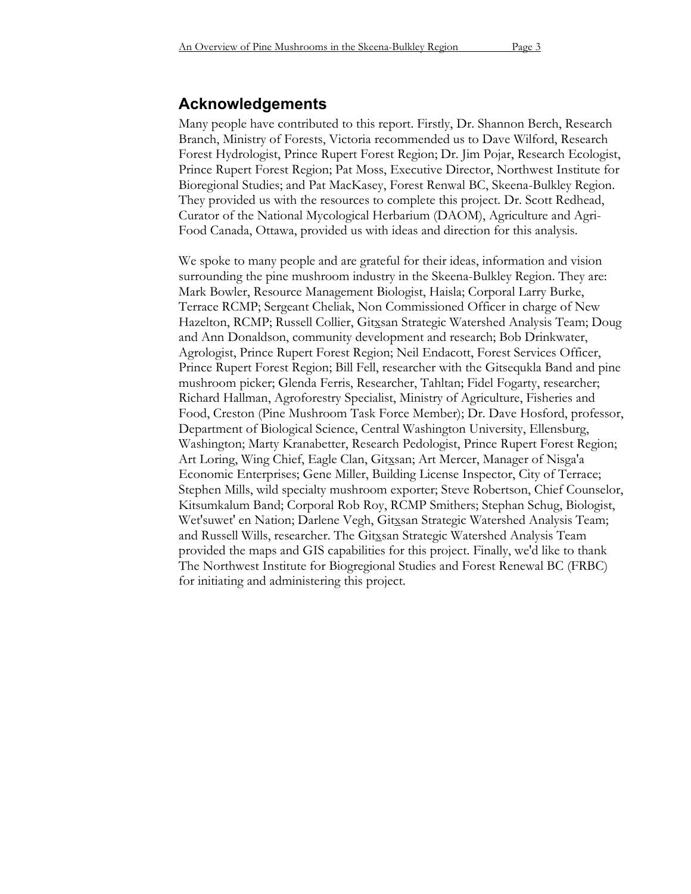## Acknowledgements

Many people have contributed to this report. Firstly, Dr. Shannon Berch, Research Branch, Ministry of Forests, Victoria recommended us to Dave Wilford, Research Forest Hydrologist, Prince Rupert Forest Region; Dr. Jim Pojar, Research Ecologist, Prince Rupert Forest Region; Pat Moss, Executive Director, Northwest Institute for Bioregional Studies; and Pat MacKasey, Forest Renwal BC, Skeena-Bulkley Region. They provided us with the resources to complete this project. Dr. Scott Redhead, Curator of the National Mycological Herbarium (DAOM), Agriculture and Agri-Food Canada, Ottawa, provided us with ideas and direction for this analysis.

We spoke to many people and are grateful for their ideas, information and vision surrounding the pine mushroom industry in the Skeena-Bulkley Region. They are: Mark Bowler, Resource Management Biologist, Haisla; Corporal Larry Burke, Terrace RCMP; Sergeant Cheliak, Non Commissioned Officer in charge of New Hazelton, RCMP; Russell Collier, Gitxsan Strategic Watershed Analysis Team; Doug and Ann Donaldson, community development and research; Bob Drinkwater, Agrologist, Prince Rupert Forest Region; Neil Endacott, Forest Services Officer, Prince Rupert Forest Region; Bill Fell, researcher with the Gitsequkla Band and pine mushroom picker; Glenda Ferris, Researcher, Tahltan; Fidel Fogarty, researcher; Richard Hallman, Agroforestry Specialist, Ministry of Agriculture, Fisheries and Food, Creston (Pine Mushroom Task Force Member); Dr. Dave Hosford, professor, Department of Biological Science, Central Washington University, Ellensburg, Washington; Marty Kranabetter, Research Pedologist, Prince Rupert Forest Region; Art Loring, Wing Chief, Eagle Clan, Gitxsan; Art Mercer, Manager of Nisga'a Economic Enterprises; Gene Miller, Building License Inspector, City of Terrace; Stephen Mills, wild specialty mushroom exporter; Steve Robertson, Chief Counselor, Kitsumkalum Band; Corporal Rob Roy, RCMP Smithers; Stephan Schug, Biologist, Wet'suwet' en Nation; Darlene Vegh, Gitxsan Strategic Watershed Analysis Team; and Russell Wills, researcher. The Gitxsan Strategic Watershed Analysis Team provided the maps and GIS capabilities for this project. Finally, we'd like to thank The Northwest Institute for Biogregional Studies and Forest Renewal BC (FRBC) for initiating and administering this project.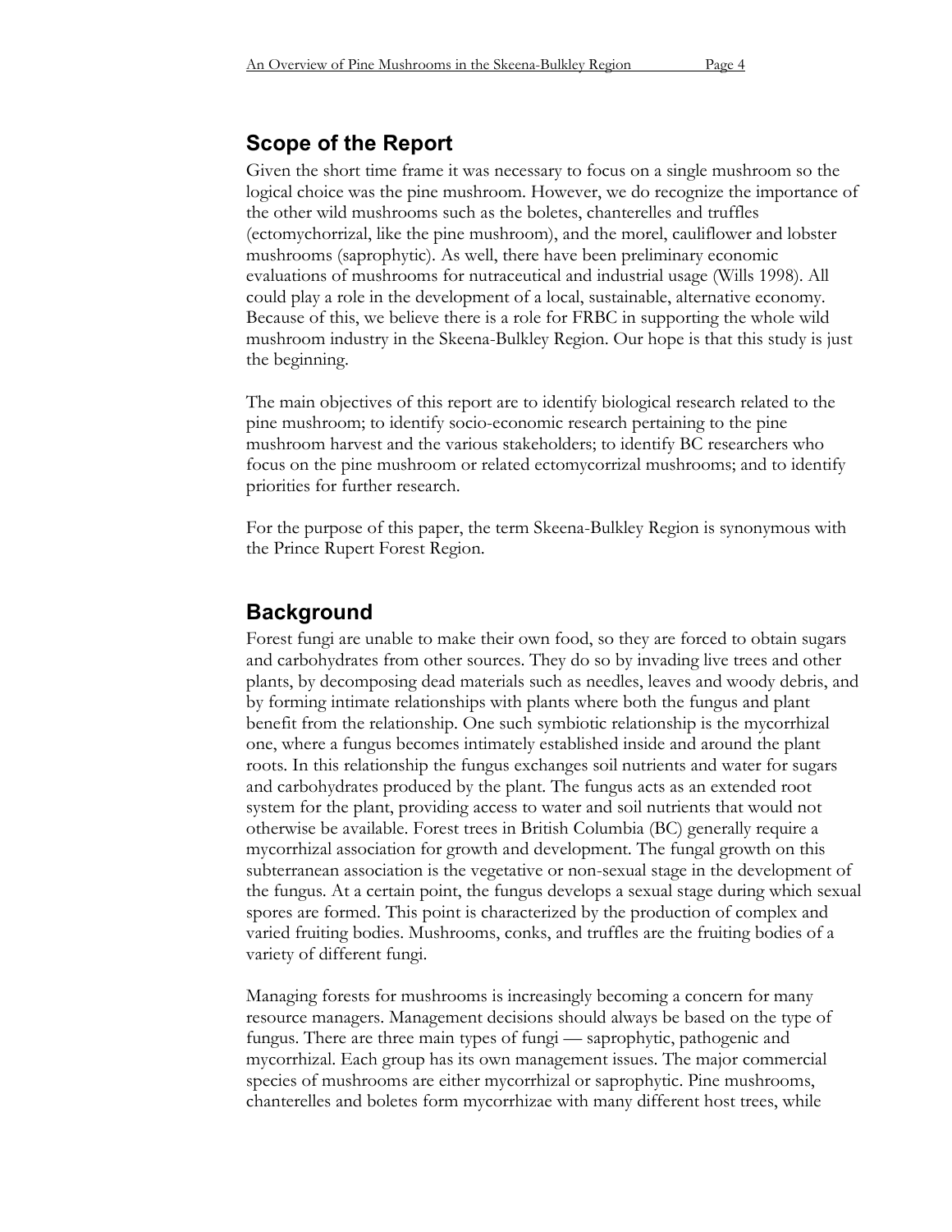## Scope of the Report

Given the short time frame it was necessary to focus on a single mushroom so the logical choice was the pine mushroom. However, we do recognize the importance of the other wild mushrooms such as the boletes, chanterelles and truffles (ectomychorrizal, like the pine mushroom), and the morel, cauliflower and lobster mushrooms (saprophytic). As well, there have been preliminary economic evaluations of mushrooms for nutraceutical and industrial usage (Wills 1998). All could play a role in the development of a local, sustainable, alternative economy. Because of this, we believe there is a role for FRBC in supporting the whole wild mushroom industry in the Skeena-Bulkley Region. Our hope is that this study is just the beginning.

The main objectives of this report are to identify biological research related to the pine mushroom; to identify socio-economic research pertaining to the pine mushroom harvest and the various stakeholders; to identify BC researchers who focus on the pine mushroom or related ectomycorrizal mushrooms; and to identify priorities for further research.

For the purpose of this paper, the term Skeena-Bulkley Region is synonymous with the Prince Rupert Forest Region.

## Background

Forest fungi are unable to make their own food, so they are forced to obtain sugars and carbohydrates from other sources. They do so by invading live trees and other plants, by decomposing dead materials such as needles, leaves and woody debris, and by forming intimate relationships with plants where both the fungus and plant benefit from the relationship. One such symbiotic relationship is the mycorrhizal one, where a fungus becomes intimately established inside and around the plant roots. In this relationship the fungus exchanges soil nutrients and water for sugars and carbohydrates produced by the plant. The fungus acts as an extended root system for the plant, providing access to water and soil nutrients that would not otherwise be available. Forest trees in British Columbia (BC) generally require a mycorrhizal association for growth and development. The fungal growth on this subterranean association is the vegetative or non-sexual stage in the development of the fungus. At a certain point, the fungus develops a sexual stage during which sexual spores are formed. This point is characterized by the production of complex and varied fruiting bodies. Mushrooms, conks, and truffles are the fruiting bodies of a variety of different fungi.

Managing forests for mushrooms is increasingly becoming a concern for many resource managers. Management decisions should always be based on the type of fungus. There are three main types of fungi — saprophytic, pathogenic and mycorrhizal. Each group has its own management issues. The major commercial species of mushrooms are either mycorrhizal or saprophytic. Pine mushrooms, chanterelles and boletes form mycorrhizae with many different host trees, while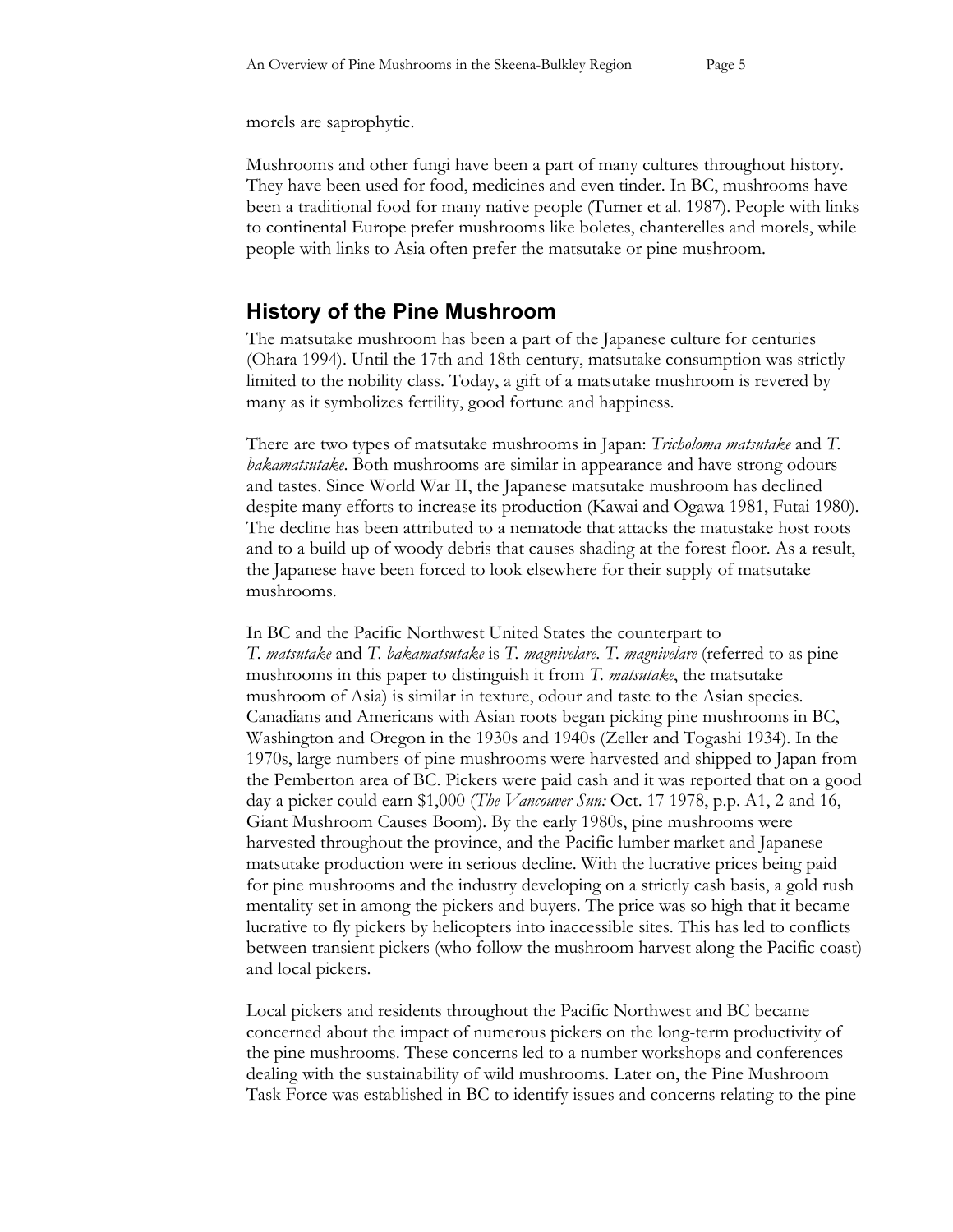morels are saprophytic.

Mushrooms and other fungi have been a part of many cultures throughout history. They have been used for food, medicines and even tinder. In BC, mushrooms have been a traditional food for many native people (Turner et al. 1987). People with links to continental Europe prefer mushrooms like boletes, chanterelles and morels, while people with links to Asia often prefer the matsutake or pine mushroom.

## History of the Pine Mushroom

The matsutake mushroom has been a part of the Japanese culture for centuries (Ohara 1994). Until the 17th and 18th century, matsutake consumption was strictly limited to the nobility class. Today, a gift of a matsutake mushroom is revered by many as it symbolizes fertility, good fortune and happiness.

There are two types of matsutake mushrooms in Japan: *Tricholoma matsutake* and *T. bakamatsutake*. Both mushrooms are similar in appearance and have strong odours and tastes. Since World War II, the Japanese matsutake mushroom has declined despite many efforts to increase its production (Kawai and Ogawa 1981, Futai 1980). The decline has been attributed to a nematode that attacks the matustake host roots and to a build up of woody debris that causes shading at the forest floor. As a result, the Japanese have been forced to look elsewhere for their supply of matsutake mushrooms.

In BC and the Pacific Northwest United States the counterpart to *T. matsutake* and *T. bakamatsutake* is *T. magnivelare*. *T. magnivelare* (referred to as pine mushrooms in this paper to distinguish it from *T. matsutake*, the matsutake mushroom of Asia) is similar in texture, odour and taste to the Asian species. Canadians and Americans with Asian roots began picking pine mushrooms in BC, Washington and Oregon in the 1930s and 1940s (Zeller and Togashi 1934). In the 1970s, large numbers of pine mushrooms were harvested and shipped to Japan from the Pemberton area of BC. Pickers were paid cash and it was reported that on a good day a picker could earn $1,000 (*The Vancouver Sun:* Oct. 17 1978, p.p. A1, 2 and 16, Giant Mushroom Causes Boom). By the early 1980s, pine mushrooms were harvested throughout the province, and the Pacific lumber market and Japanese matsutake production were in serious decline. With the lucrative prices being paid for pine mushrooms and the industry developing on a strictly cash basis, a gold rush mentality set in among the pickers and buyers. The price was so high that it became lucrative to fly pickers by helicopters into inaccessible sites. This has led to conflicts between transient pickers (who follow the mushroom harvest along the Pacific coast) and local pickers.

Local pickers and residents throughout the Pacific Northwest and BC became concerned about the impact of numerous pickers on the long-term productivity of the pine mushrooms. These concerns led to a number workshops and conferences dealing with the sustainability of wild mushrooms. Later on, the Pine Mushroom Task Force was established in BC to identify issues and concerns relating to the pine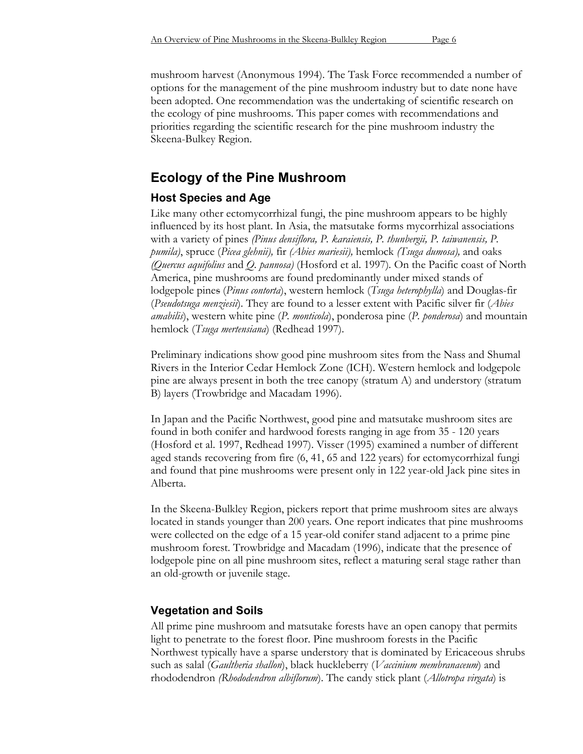mushroom harvest (Anonymous 1994). The Task Force recommended a number of options for the management of the pine mushroom industry but to date none have been adopted. One recommendation was the undertaking of scientific research on the ecology of pine mushrooms. This paper comes with recommendations and priorities regarding the scientific research for the pine mushroom industry the Skeena-Bulkey Region.

## Ecology of the Pine Mushroom

### Host Species and Age

Like many other ectomycorrhizal fungi, the pine mushroom appears to be highly influenced by its host plant. In Asia, the matsutake forms mycorrhizal associations with a variety of pines *(Pinus densiflora, P. karaiensis, P. thunbergii, P. taiwanensis, P. pumila)*, spruce (*Picea glehnii),* fir *(Abies mariesii),* hemlock *(Tsuga dumosa),* and oaks *(Quercus aquifolius* and *Q. pannosa)* (Hosford et al. 1997). On the Pacific coast of North America, pine mushrooms are found predominantly under mixed stands of lodgepole pines (*Pinus contorta*), western hemlock (*Tsuga heterophylla*) and Douglas-fir (*Pseudotsuga menziesii*). They are found to a lesser extent with Pacific silver fir (*Abies amabilis*), western white pine (*P. monticola*), ponderosa pine (*P. ponderosa*) and mountain hemlock (*Tsuga mertensiana*) (Redhead 1997).

Preliminary indications show good pine mushroom sites from the Nass and Shumal Rivers in the Interior Cedar Hemlock Zone (ICH). Western hemlock and lodgepole pine are always present in both the tree canopy (stratum A) and understory (stratum B) layers (Trowbridge and Macadam 1996).

In Japan and the Pacific Northwest, good pine and matsutake mushroom sites are found in both conifer and hardwood forests ranging in age from 35 - 120 years (Hosford et al. 1997, Redhead 1997). Visser (1995) examined a number of different aged stands recovering from fire (6, 41, 65 and 122 years) for ectomycorrhizal fungi and found that pine mushrooms were present only in 122 year-old Jack pine sites in Alberta.

In the Skeena-Bulkley Region, pickers report that prime mushroom sites are always located in stands younger than 200 years. One report indicates that pine mushrooms were collected on the edge of a 15 year-old conifer stand adjacent to a prime pine mushroom forest. Trowbridge and Macadam (1996), indicate that the presence of lodgepole pine on all pine mushroom sites, reflect a maturing seral stage rather than an old-growth or juvenile stage.

### Vegetation and Soils

All prime pine mushroom and matsutake forests have an open canopy that permits light to penetrate to the forest floor. Pine mushroom forests in the Pacific Northwest typically have a sparse understory that is dominated by Ericaceous shrubs such as salal (*Gaultheria shallon*), black huckleberry (*Vaccinium membranaceum*) and rhododendron *(Rhododendron albiflorum*). The candy stick plant (*Allotropa virgata*) is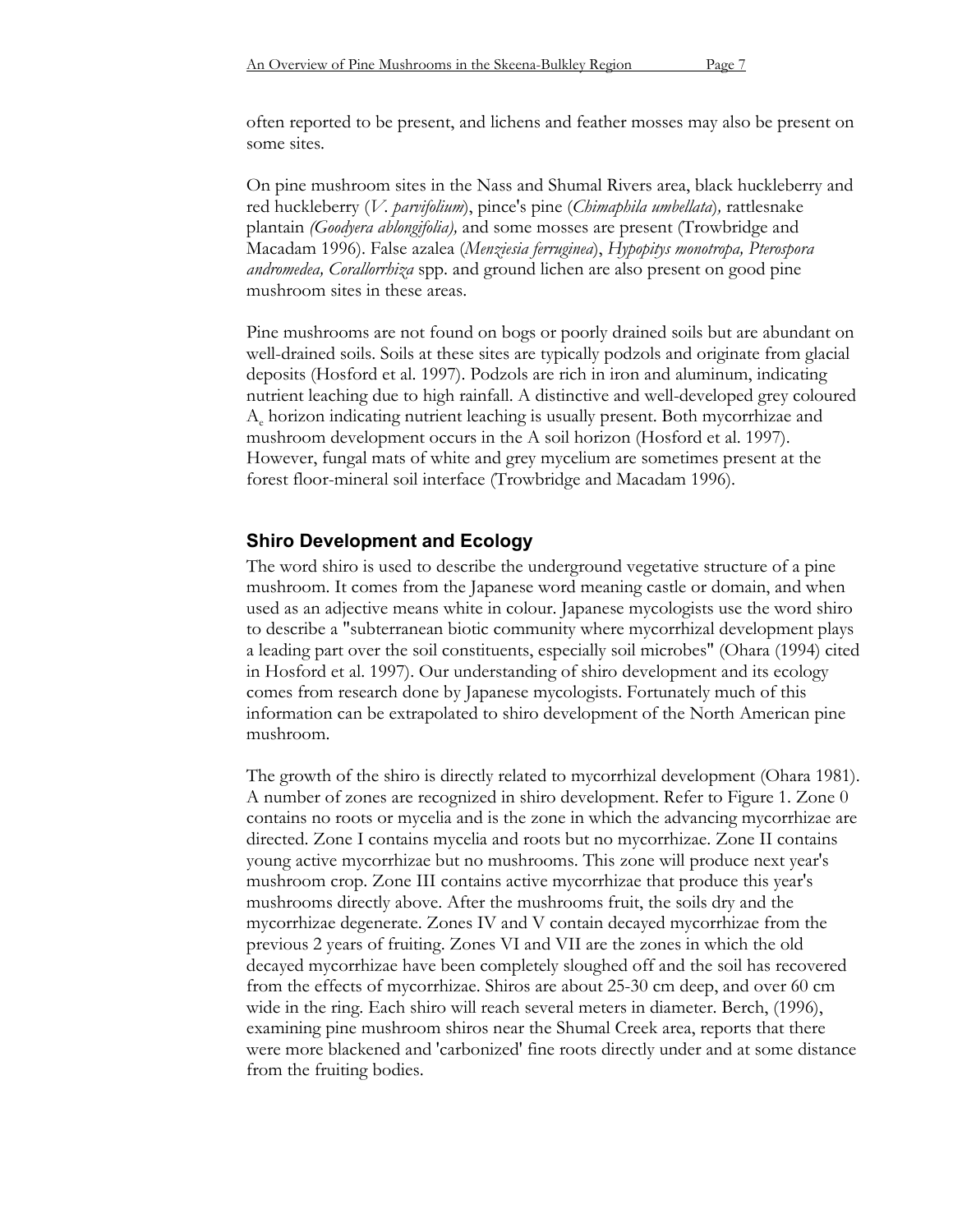often reported to be present, and lichens and feather mosses may also be present on some sites.

On pine mushroom sites in the Nass and Shumal Rivers area, black huckleberry and red huckleberry (*V. parvifolium*), pince's pine (*Chimaphila umbellata*), rattlesnake plantain *(Goodyera ablongifolia),* and some mosses are present (Trowbridge and Macadam 1996). False azalea (*Menziesia ferruginea*), *Hypopitys monotropa, Pterospora andromedea, Corallorrhiza* spp. and ground lichen are also present on good pine mushroom sites in these areas.

Pine mushrooms are not found on bogs or poorly drained soils but are abundant on well-drained soils. Soils at these sites are typically podzols and originate from glacial deposits (Hosford et al. 1997). Podzols are rich in iron and aluminum, indicating nutrient leaching due to high rainfall. A distinctive and well-developed grey coloured $A_e$ horizon indicating nutrient leaching is usually present. Both mycorrhizae and mushroom development occurs in the A soil horizon (Hosford et al. 1997). However, fungal mats of white and grey mycelium are sometimes present at the forest floor-mineral soil interface (Trowbridge and Macadam 1996).

## Shiro Development and Ecology

The word shiro is used to describe the underground vegetative structure of a pine mushroom. It comes from the Japanese word meaning castle or domain, and when used as an adjective means white in colour. Japanese mycologists use the word shiro to describe a "subterranean biotic community where mycorrhizal development plays a leading part over the soil constituents, especially soil microbes" (Ohara (1994) cited in Hosford et al. 1997). Our understanding of shiro development and its ecology comes from research done by Japanese mycologists. Fortunately much of this information can be extrapolated to shiro development of the North American pine mushroom.

The growth of the shiro is directly related to mycorrhizal development (Ohara 1981). A number of zones are recognized in shiro development. Refer to Figure 1. Zone 0 contains no roots or mycelia and is the zone in which the advancing mycorrhizae are directed. Zone I contains mycelia and roots but no mycorrhizae. Zone II contains young active mycorrhizae but no mushrooms. This zone will produce next year's mushroom crop. Zone III contains active mycorrhizae that produce this year's mushrooms directly above. After the mushrooms fruit, the soils dry and the mycorrhizae degenerate. Zones IV and V contain decayed mycorrhizae from the previous 2 years of fruiting. Zones VI and VII are the zones in which the old decayed mycorrhizae have been completely sloughed off and the soil has recovered from the effects of mycorrhizae. Shiros are about 25-30 cm deep, and over 60 cm wide in the ring. Each shiro will reach several meters in diameter. Berch, (1996), examining pine mushroom shiros near the Shumal Creek area, reports that there were more blackened and 'carbonized' fine roots directly under and at some distance from the fruiting bodies.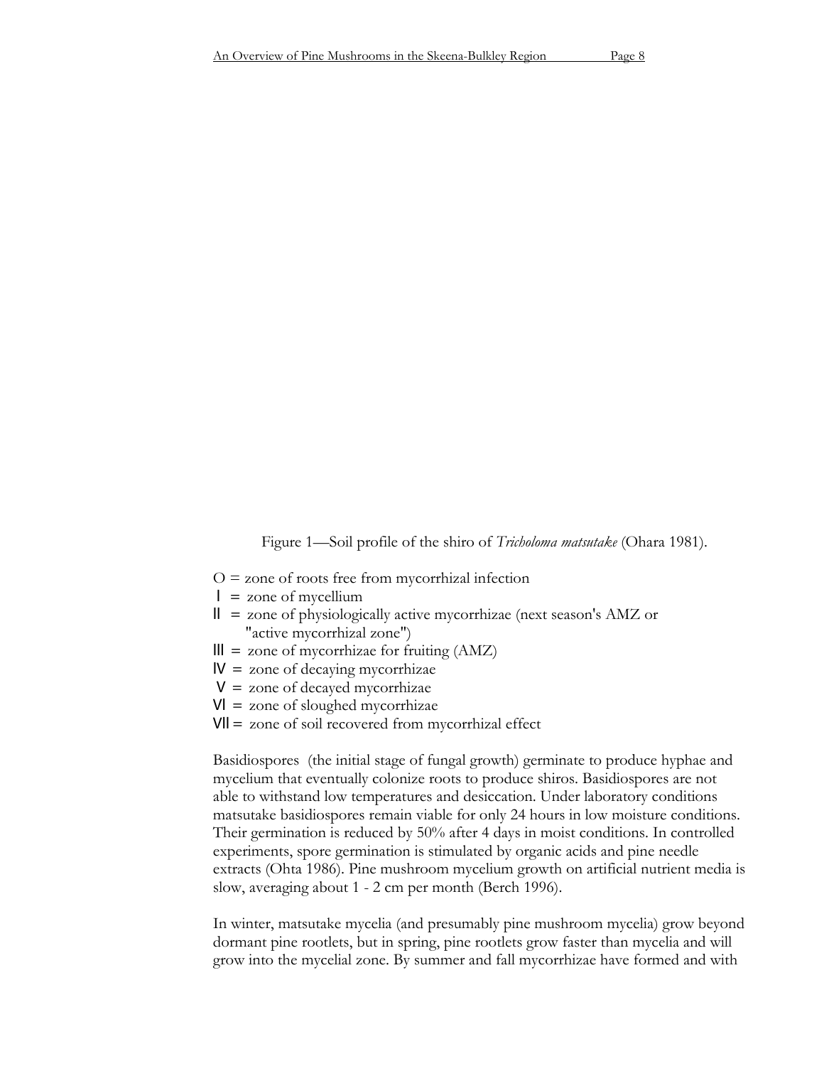Figure 1—Soil profile of the shiro of *Tricholoma matsutake* (Ohara 1981).

O = zone of roots free from mycorrhizal infection
I = zone of mycellium
II = zone of physiologically active mycorrhizae (next season's AMZ or "active mycorrhizal zone")
III = zone of mycorrhizae for fruiting (AMZ)
IV = zone of decaying mycorrhizae
V = zone of decayed mycorrhizae
VI = zone of sloughed mycorrhizae
VII = zone of soil recovered from mycorrhizal effect

Basidiospores (the initial stage of fungal growth) germinate to produce hyphae and mycelium that eventually colonize roots to produce shiros. Basidiospores are not able to withstand low temperatures and desiccation. Under laboratory conditions matsutake basidiospores remain viable for only 24 hours in low moisture conditions. Their germination is reduced by 50% after 4 days in moist conditions. In controlled experiments, spore germination is stimulated by organic acids and pine needle extracts (Ohta 1986). Pine mushroom mycelium growth on artificial nutrient media is slow, averaging about 1 - 2 cm per month (Berch 1996).

In winter, matsutake mycelia (and presumably pine mushroom mycelia) grow beyond dormant pine rootlets, but in spring, pine rootlets grow faster than mycelia and will grow into the mycelial zone. By summer and fall mycorrhizae have formed and with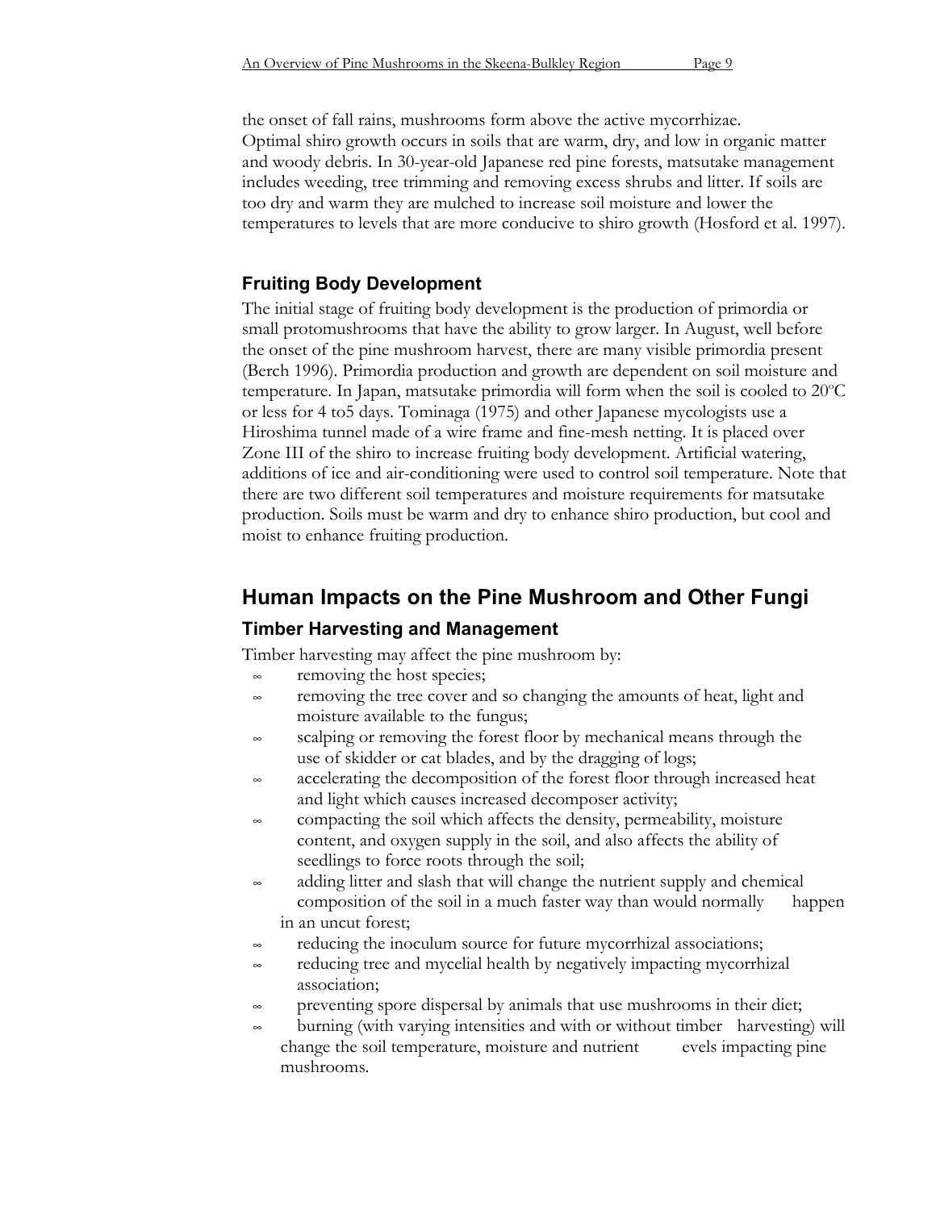the onset of fall rains, mushrooms form above the active mycorrhizae. Optimal shiro growth occurs in soils that are warm, dry, and low in organic matter and woody debris. In 30-year-old Japanese red pine forests, matsutake management includes weeding, tree trimming and removing excess shrubs and litter. If soils are too dry and warm they are mulched to increase soil moisture and lower the temperatures to levels that are more conducive to shiro growth (Hosford et al. 1997).

### Fruiting Body Development

The initial stage of fruiting body development is the production of primordia or small protomushrooms that have the ability to grow larger. In August, well before the onset of the pine mushroom harvest, there are many visible primordia present (Berch 1996). Primordia production and growth are dependent on soil moisture and temperature. In Japan, matsutake primordia will form when the soil is cooled to 20°C or less for 4 to5 days. Tominaga (1975) and other Japanese mycologists use a Hiroshima tunnel made of a wire frame and fine-mesh netting. It is placed over Zone III of the shiro to increase fruiting body development. Artificial watering, additions of ice and air-conditioning were used to control soil temperature. Note that there are two different soil temperatures and moisture requirements for matsutake production. Soils must be warm and dry to enhance shiro production, but cool and moist to enhance fruiting production.

## Human Impacts on the Pine Mushroom and Other Fungi

### Timber Harvesting and Management

Timber harvesting may affect the pine mushroom by:

- removing the host species;
- removing the tree cover and so changing the amounts of heat, light and moisture available to the fungus;
- scalping or removing the forest floor by mechanical means through the use of skidder or cat blades, and by the dragging of logs;
- accelerating the decomposition of the forest floor through increased heat and light which causes increased decomposer activity;
- compacting the soil which affects the density, permeability, moisture content, and oxygen supply in the soil, and also affects the ability of seedlings to force roots through the soil;
- adding litter and slash that will change the nutrient supply and chemical composition of the soil in a much faster way than would normally happen in an uncut forest;
- reducing the inoculum source for future mycorrhizal associations;
- reducing tree and mycelial health by negatively impacting mycorrhizal association;
- preventing spore dispersal by animals that use mushrooms in their diet;
- burning (with varying intensities and with or without timber harvesting) will change the soil temperature, moisture and nutrient evels impacting pine mushrooms.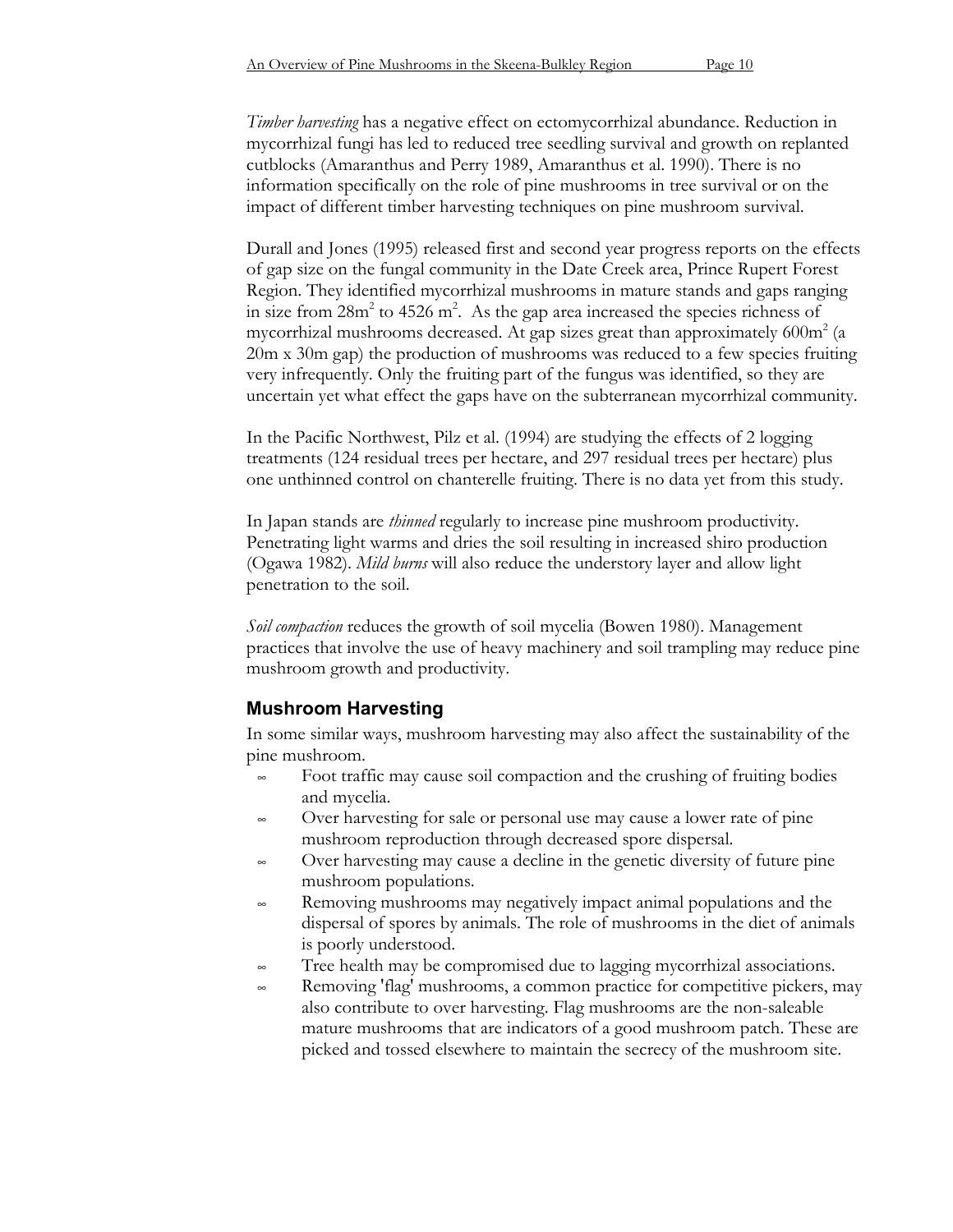*Timber harvesting* has a negative effect on ectomycorrhizal abundance. Reduction in mycorrhizal fungi has led to reduced tree seedling survival and growth on replanted cutblocks (Amaranthus and Perry 1989, Amaranthus et al. 1990). There is no information specifically on the role of pine mushrooms in tree survival or on the impact of different timber harvesting techniques on pine mushroom survival.

Durall and Jones (1995) released first and second year progress reports on the effects of gap size on the fungal community in the Date Creek area, Prince Rupert Forest Region. They identified mycorrhizal mushrooms in mature stands and gaps ranging in size from $28m^2$ to $4526\ m^2$. As the gap area increased the species richness of mycorrhizal mushrooms decreased. At gap sizes great than approximately $600m^2$ (a 20m x 30m gap) the production of mushrooms was reduced to a few species fruiting very infrequently. Only the fruiting part of the fungus was identified, so they are uncertain yet what effect the gaps have on the subterranean mycorrhizal community.

In the Pacific Northwest, Pilz et al. (1994) are studying the effects of 2 logging treatments (124 residual trees per hectare, and 297 residual trees per hectare) plus one unthinned control on chanterelle fruiting. There is no data yet from this study.

In Japan stands are *thinned* regularly to increase pine mushroom productivity. Penetrating light warms and dries the soil resulting in increased shiro production (Ogawa 1982). *Mild burns* will also reduce the understory layer and allow light penetration to the soil.

*Soil compaction* reduces the growth of soil mycelia (Bowen 1980). Management practices that involve the use of heavy machinery and soil trampling may reduce pine mushroom growth and productivity.

## Mushroom Harvesting

In some similar ways, mushroom harvesting may also affect the sustainability of the pine mushroom.

- Foot traffic may cause soil compaction and the crushing of fruiting bodies and mycelia.
- Over harvesting for sale or personal use may cause a lower rate of pine mushroom reproduction through decreased spore dispersal.
- Over harvesting may cause a decline in the genetic diversity of future pine mushroom populations.
- Removing mushrooms may negatively impact animal populations and the dispersal of spores by animals. The role of mushrooms in the diet of animals is poorly understood.
- Tree health may be compromised due to lagging mycorrhizal associations.
- Removing 'flag' mushrooms, a common practice for competitive pickers, may also contribute to over harvesting. Flag mushrooms are the non-saleable mature mushrooms that are indicators of a good mushroom patch. These are picked and tossed elsewhere to maintain the secrecy of the mushroom site.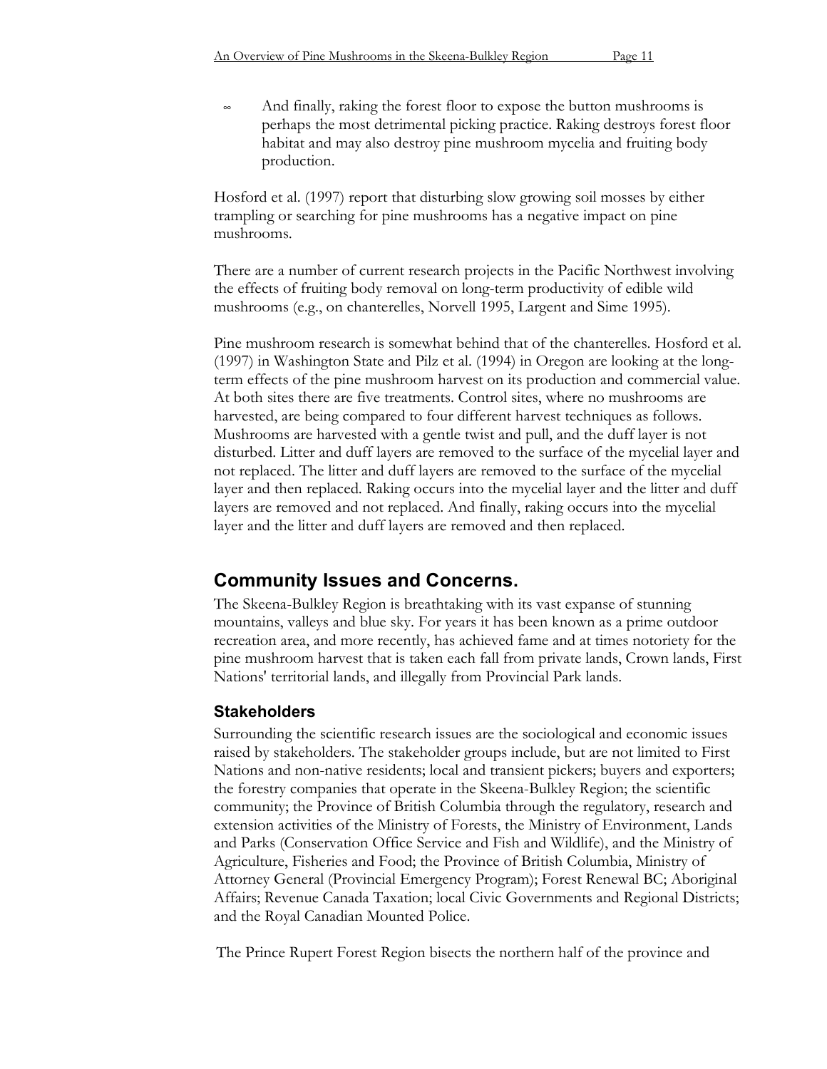- And finally, raking the forest floor to expose the button mushrooms is perhaps the most detrimental picking practice. Raking destroys forest floor habitat and may also destroy pine mushroom mycelia and fruiting body production.

Hosford et al. (1997) report that disturbing slow growing soil mosses by either trampling or searching for pine mushrooms has a negative impact on pine mushrooms.

There are a number of current research projects in the Pacific Northwest involving the effects of fruiting body removal on long-term productivity of edible wild mushrooms (e.g., on chanterelles, Norvell 1995, Largent and Sime 1995).

Pine mushroom research is somewhat behind that of the chanterelles. Hosford et al. (1997) in Washington State and Pilz et al. (1994) in Oregon are looking at the long-term effects of the pine mushroom harvest on its production and commercial value. At both sites there are five treatments. Control sites, where no mushrooms are harvested, are being compared to four different harvest techniques as follows. Mushrooms are harvested with a gentle twist and pull, and the duff layer is not disturbed. Litter and duff layers are removed to the surface of the mycelial layer and not replaced. The litter and duff layers are removed to the surface of the mycelial layer and then replaced. Raking occurs into the mycelial layer and the litter and duff layers are removed and not replaced. And finally, raking occurs into the mycelial layer and the litter and duff layers are removed and then replaced.

## Community Issues and Concerns.

The Skeena-Bulkley Region is breathtaking with its vast expanse of stunning mountains, valleys and blue sky. For years it has been known as a prime outdoor recreation area, and more recently, has achieved fame and at times notoriety for the pine mushroom harvest that is taken each fall from private lands, Crown lands, First Nations' territorial lands, and illegally from Provincial Park lands.

### Stakeholders

Surrounding the scientific research issues are the sociological and economic issues raised by stakeholders. The stakeholder groups include, but are not limited to First Nations and non-native residents; local and transient pickers; buyers and exporters; the forestry companies that operate in the Skeena-Bulkley Region; the scientific community; the Province of British Columbia through the regulatory, research and extension activities of the Ministry of Forests, the Ministry of Environment, Lands and Parks (Conservation Office Service and Fish and Wildlife), and the Ministry of Agriculture, Fisheries and Food; the Province of British Columbia, Ministry of Attorney General (Provincial Emergency Program); Forest Renewal BC; Aboriginal Affairs; Revenue Canada Taxation; local Civic Governments and Regional Districts; and the Royal Canadian Mounted Police.

The Prince Rupert Forest Region bisects the northern half of the province and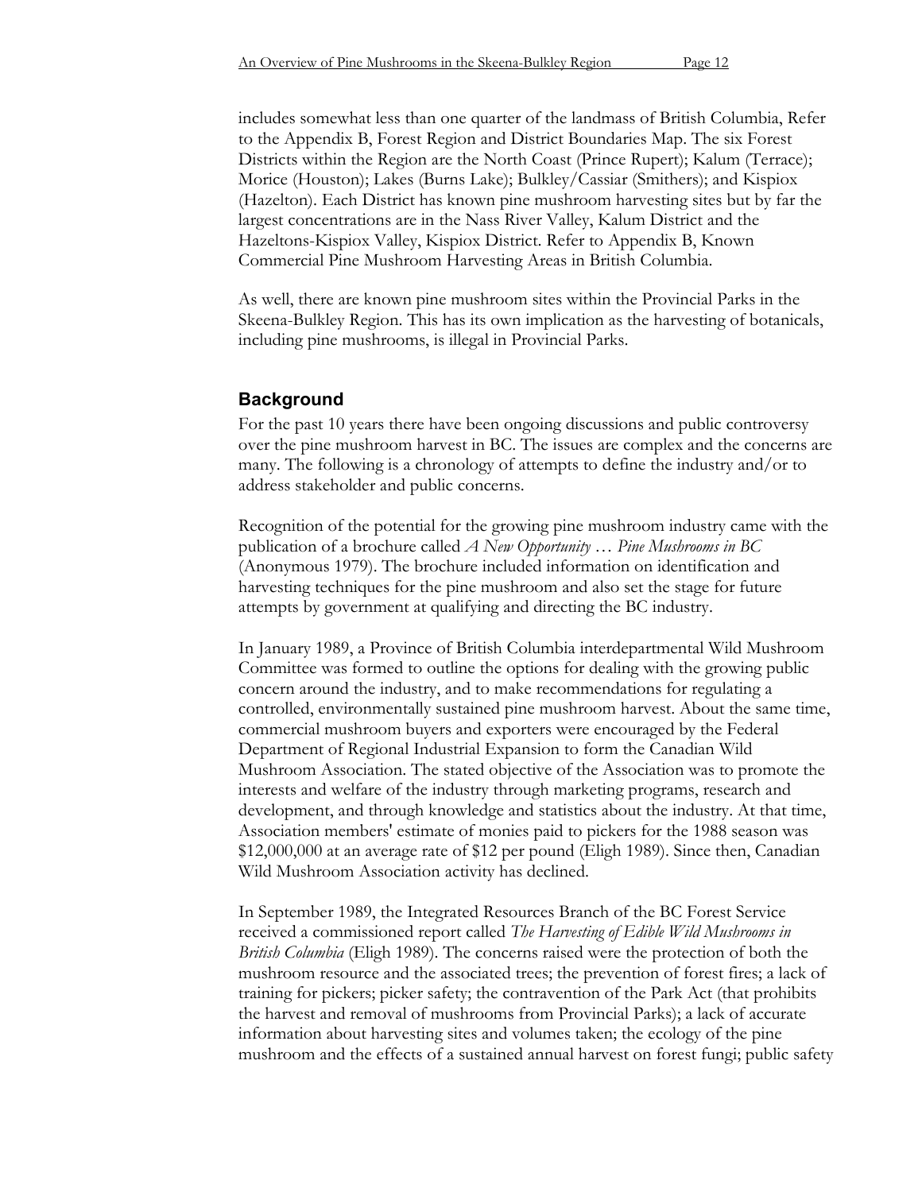includes somewhat less than one quarter of the landmass of British Columbia, Refer to the Appendix B, Forest Region and District Boundaries Map. The six Forest Districts within the Region are the North Coast (Prince Rupert); Kalum (Terrace); Morice (Houston); Lakes (Burns Lake); Bulkley/Cassiar (Smithers); and Kispiox (Hazelton). Each District has known pine mushroom harvesting sites but by far the largest concentrations are in the Nass River Valley, Kalum District and the Hazeltons-Kispiox Valley, Kispiox District. Refer to Appendix B, Known Commercial Pine Mushroom Harvesting Areas in British Columbia.

As well, there are known pine mushroom sites within the Provincial Parks in the Skeena-Bulkley Region. This has its own implication as the harvesting of botanicals, including pine mushrooms, is illegal in Provincial Parks.

## Background

For the past 10 years there have been ongoing discussions and public controversy over the pine mushroom harvest in BC. The issues are complex and the concerns are many. The following is a chronology of attempts to define the industry and/or to address stakeholder and public concerns.

Recognition of the potential for the growing pine mushroom industry came with the publication of a brochure called *A New Opportunity … Pine Mushrooms in BC* (Anonymous 1979). The brochure included information on identification and harvesting techniques for the pine mushroom and also set the stage for future attempts by government at qualifying and directing the BC industry.

In January 1989, a Province of British Columbia interdepartmental Wild Mushroom Committee was formed to outline the options for dealing with the growing public concern around the industry, and to make recommendations for regulating a controlled, environmentally sustained pine mushroom harvest. About the same time, commercial mushroom buyers and exporters were encouraged by the Federal Department of Regional Industrial Expansion to form the Canadian Wild Mushroom Association. The stated objective of the Association was to promote the interests and welfare of the industry through marketing programs, research and development, and through knowledge and statistics about the industry. At that time, Association members' estimate of monies paid to pickers for the 1988 season was $12,000,000 at an average rate of $12 per pound (Eligh 1989). Since then, Canadian Wild Mushroom Association activity has declined.

In September 1989, the Integrated Resources Branch of the BC Forest Service received a commissioned report called *The Harvesting of Edible Wild Mushrooms in British Columbia* (Eligh 1989). The concerns raised were the protection of both the mushroom resource and the associated trees; the prevention of forest fires; a lack of training for pickers; picker safety; the contravention of the Park Act (that prohibits the harvest and removal of mushrooms from Provincial Parks); a lack of accurate information about harvesting sites and volumes taken; the ecology of the pine mushroom and the effects of a sustained annual harvest on forest fungi; public safety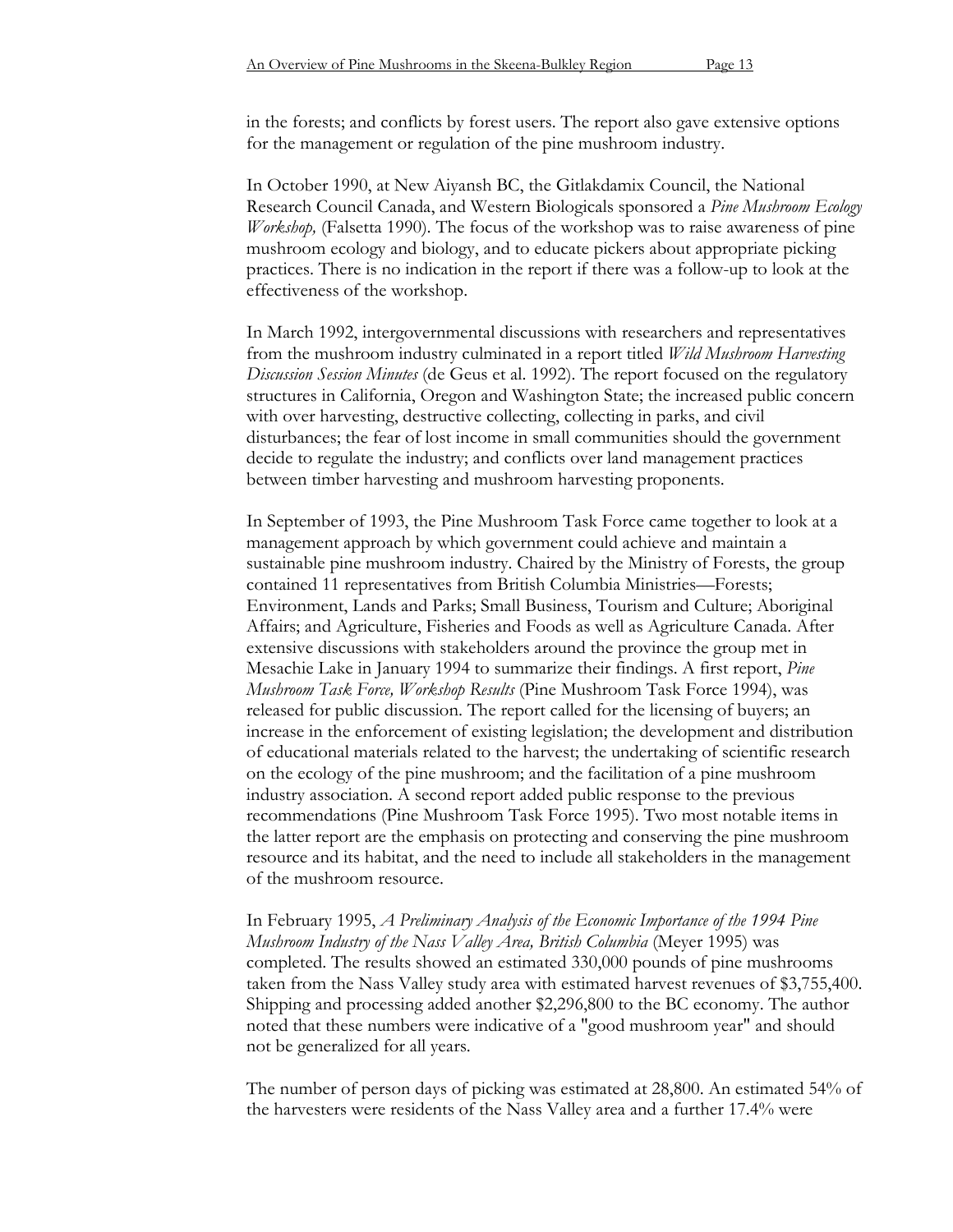in the forests; and conflicts by forest users. The report also gave extensive options for the management or regulation of the pine mushroom industry.

In October 1990, at New Aiyansh BC, the Gitlakdamix Council, the National Research Council Canada, and Western Biologicals sponsored a *Pine Mushroom Ecology Workshop,* (Falsetta 1990). The focus of the workshop was to raise awareness of pine mushroom ecology and biology, and to educate pickers about appropriate picking practices. There is no indication in the report if there was a follow-up to look at the effectiveness of the workshop.

In March 1992, intergovernmental discussions with researchers and representatives from the mushroom industry culminated in a report titled *Wild Mushroom Harvesting Discussion Session Minutes* (de Geus et al. 1992). The report focused on the regulatory structures in California, Oregon and Washington State; the increased public concern with over harvesting, destructive collecting, collecting in parks, and civil disturbances; the fear of lost income in small communities should the government decide to regulate the industry; and conflicts over land management practices between timber harvesting and mushroom harvesting proponents.

In September of 1993, the Pine Mushroom Task Force came together to look at a management approach by which government could achieve and maintain a sustainable pine mushroom industry. Chaired by the Ministry of Forests, the group contained 11 representatives from British Columbia Ministries—Forests; Environment, Lands and Parks; Small Business, Tourism and Culture; Aboriginal Affairs; and Agriculture, Fisheries and Foods as well as Agriculture Canada. After extensive discussions with stakeholders around the province the group met in Mesachie Lake in January 1994 to summarize their findings. A first report, *Pine Mushroom Task Force, Workshop Results* (Pine Mushroom Task Force 1994), was released for public discussion. The report called for the licensing of buyers; an increase in the enforcement of existing legislation; the development and distribution of educational materials related to the harvest; the undertaking of scientific research on the ecology of the pine mushroom; and the facilitation of a pine mushroom industry association. A second report added public response to the previous recommendations (Pine Mushroom Task Force 1995). Two most notable items in the latter report are the emphasis on protecting and conserving the pine mushroom resource and its habitat, and the need to include all stakeholders in the management of the mushroom resource.

In February 1995, *A Preliminary Analysis of the Economic Importance of the 1994 Pine Mushroom Industry of the Nass Valley Area, British Columbia* (Meyer 1995) was completed. The results showed an estimated 330,000 pounds of pine mushrooms taken from the Nass Valley study area with estimated harvest revenues of $3,755,400. Shipping and processing added another $2,296,800 to the BC economy. The author noted that these numbers were indicative of a "good mushroom year" and should not be generalized for all years.

The number of person days of picking was estimated at 28,800. An estimated 54% of the harvesters were residents of the Nass Valley area and a further 17.4% were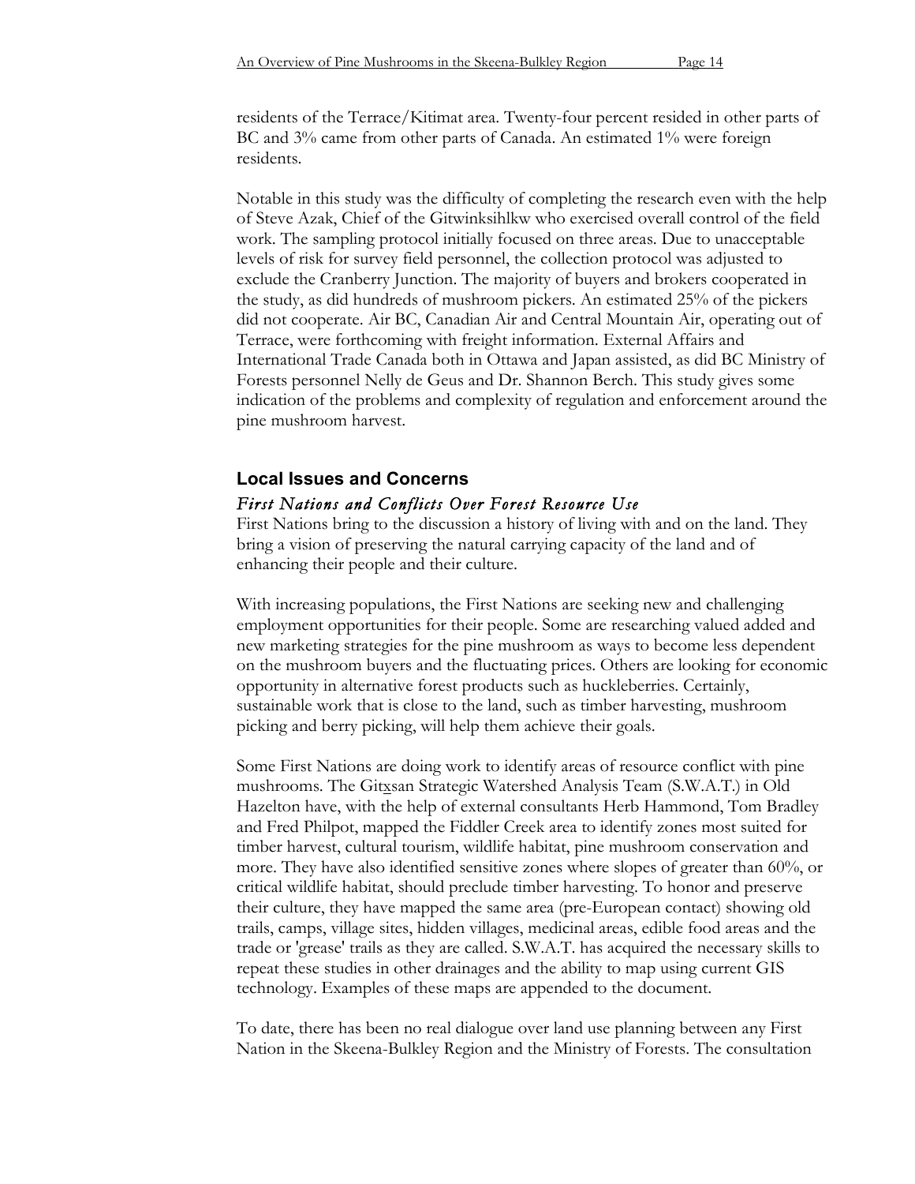residents of the Terrace/Kitimat area. Twenty-four percent resided in other parts of BC and 3% came from other parts of Canada. An estimated 1% were foreign residents.

Notable in this study was the difficulty of completing the research even with the help of Steve Azak, Chief of the Gitwinksihlkw who exercised overall control of the field work. The sampling protocol initially focused on three areas. Due to unacceptable levels of risk for survey field personnel, the collection protocol was adjusted to exclude the Cranberry Junction. The majority of buyers and brokers cooperated in the study, as did hundreds of mushroom pickers. An estimated 25% of the pickers did not cooperate. Air BC, Canadian Air and Central Mountain Air, operating out of Terrace, were forthcoming with freight information. External Affairs and International Trade Canada both in Ottawa and Japan assisted, as did BC Ministry of Forests personnel Nelly de Geus and Dr. Shannon Berch. This study gives some indication of the problems and complexity of regulation and enforcement around the pine mushroom harvest.

## Local Issues and Concerns

### *First Nations and Conflicts Over Forest Resource Use*

First Nations bring to the discussion a history of living with and on the land. They bring a vision of preserving the natural carrying capacity of the land and of enhancing their people and their culture.

With increasing populations, the First Nations are seeking new and challenging employment opportunities for their people. Some are researching valued added and new marketing strategies for the pine mushroom as ways to become less dependent on the mushroom buyers and the fluctuating prices. Others are looking for economic opportunity in alternative forest products such as huckleberries. Certainly, sustainable work that is close to the land, such as timber harvesting, mushroom picking and berry picking, will help them achieve their goals.

Some First Nations are doing work to identify areas of resource conflict with pine mushrooms. The Gitxsan Strategic Watershed Analysis Team (S.W.A.T.) in Old Hazelton have, with the help of external consultants Herb Hammond, Tom Bradley and Fred Philpot, mapped the Fiddler Creek area to identify zones most suited for timber harvest, cultural tourism, wildlife habitat, pine mushroom conservation and more. They have also identified sensitive zones where slopes of greater than 60%, or critical wildlife habitat, should preclude timber harvesting. To honor and preserve their culture, they have mapped the same area (pre-European contact) showing old trails, camps, village sites, hidden villages, medicinal areas, edible food areas and the trade or 'grease' trails as they are called. S.W.A.T. has acquired the necessary skills to repeat these studies in other drainages and the ability to map using current GIS technology. Examples of these maps are appended to the document.

To date, there has been no real dialogue over land use planning between any First Nation in the Skeena-Bulkley Region and the Ministry of Forests. The consultation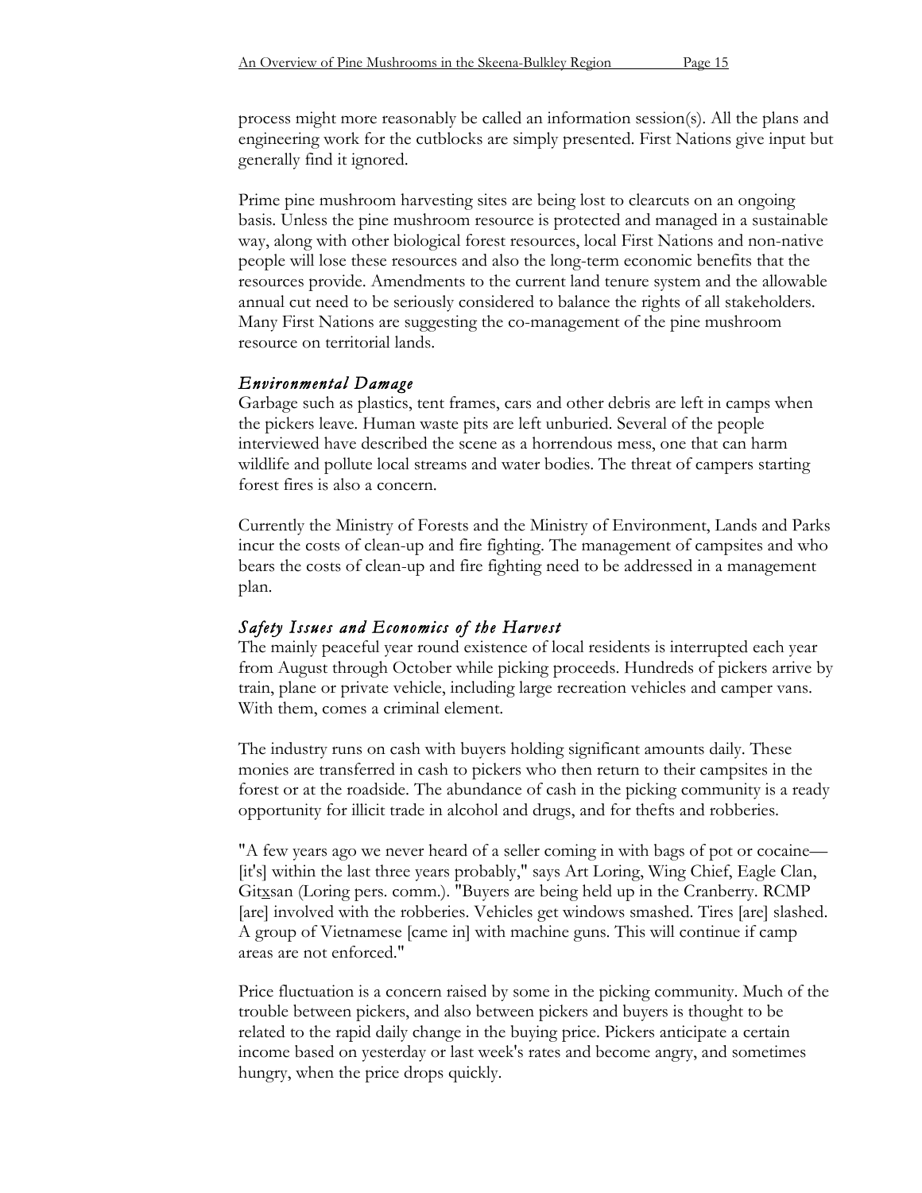process might more reasonably be called an information session(s). All the plans and engineering work for the cutblocks are simply presented. First Nations give input but generally find it ignored.

Prime pine mushroom harvesting sites are being lost to clearcuts on an ongoing basis. Unless the pine mushroom resource is protected and managed in a sustainable way, along with other biological forest resources, local First Nations and non-native people will lose these resources and also the long-term economic benefits that the resources provide. Amendments to the current land tenure system and the allowable annual cut need to be seriously considered to balance the rights of all stakeholders. Many First Nations are suggesting the co-management of the pine mushroom resource on territorial lands.

### *Environmental Damage*

Garbage such as plastics, tent frames, cars and other debris are left in camps when the pickers leave. Human waste pits are left unburied. Several of the people interviewed have described the scene as a horrendous mess, one that can harm wildlife and pollute local streams and water bodies. The threat of campers starting forest fires is also a concern.

Currently the Ministry of Forests and the Ministry of Environment, Lands and Parks incur the costs of clean-up and fire fighting. The management of campsites and who bears the costs of clean-up and fire fighting need to be addressed in a management plan.

### *Safety Issues and Economics of the Harvest*

The mainly peaceful year round existence of local residents is interrupted each year from August through October while picking proceeds. Hundreds of pickers arrive by train, plane or private vehicle, including large recreation vehicles and camper vans. With them, comes a criminal element.

The industry runs on cash with buyers holding significant amounts daily. These monies are transferred in cash to pickers who then return to their campsites in the forest or at the roadside. The abundance of cash in the picking community is a ready opportunity for illicit trade in alcohol and drugs, and for thefts and robberies.

"A few years ago we never heard of a seller coming in with bags of pot or cocaine—[it's] within the last three years probably," says Art Loring, Wing Chief, Eagle Clan, Gitx̲san (Loring pers. comm.). "Buyers are being held up in the Cranberry. RCMP [are] involved with the robberies. Vehicles get windows smashed. Tires [are] slashed. A group of Vietnamese [came in] with machine guns. This will continue if camp areas are not enforced."

Price fluctuation is a concern raised by some in the picking community. Much of the trouble between pickers, and also between pickers and buyers is thought to be related to the rapid daily change in the buying price. Pickers anticipate a certain income based on yesterday or last week's rates and become angry, and sometimes hungry, when the price drops quickly.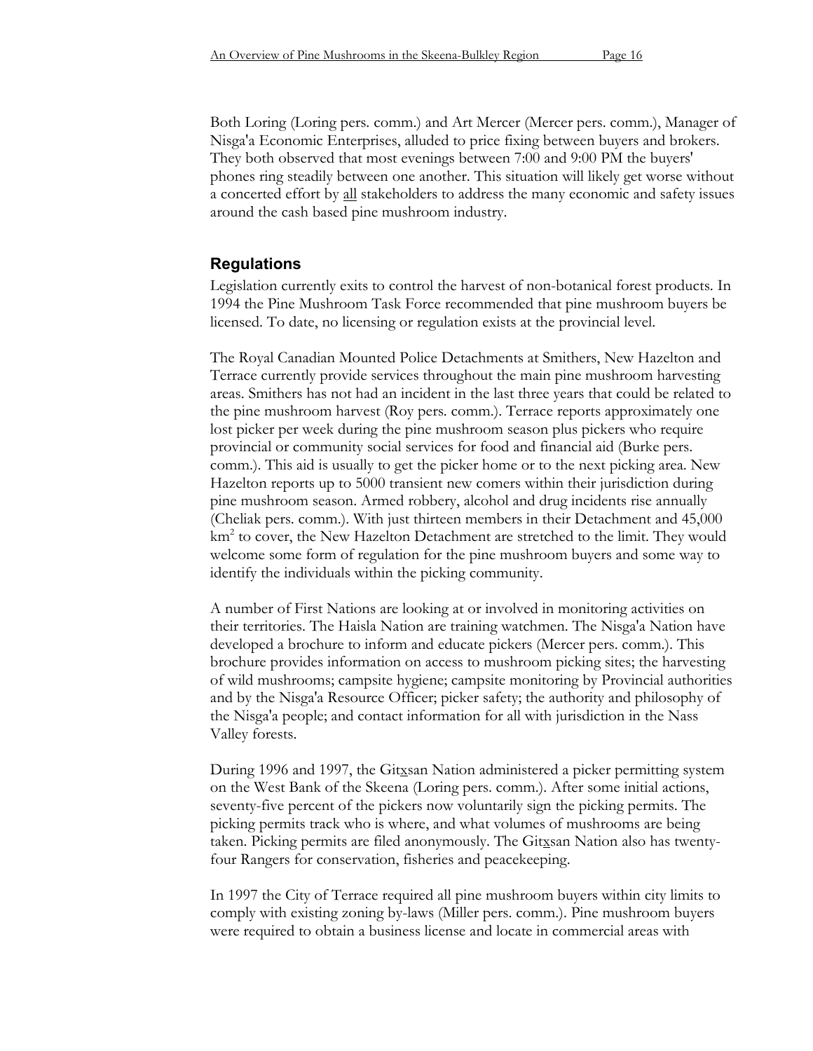Both Loring (Loring pers. comm.) and Art Mercer (Mercer pers. comm.), Manager of Nisga'a Economic Enterprises, alluded to price fixing between buyers and brokers. They both observed that most evenings between 7:00 and 9:00 PM the buyers' phones ring steadily between one another. This situation will likely get worse without a concerted effort by all stakeholders to address the many economic and safety issues around the cash based pine mushroom industry.

## Regulations

Legislation currently exits to control the harvest of non-botanical forest products. In 1994 the Pine Mushroom Task Force recommended that pine mushroom buyers be licensed. To date, no licensing or regulation exists at the provincial level.

The Royal Canadian Mounted Police Detachments at Smithers, New Hazelton and Terrace currently provide services throughout the main pine mushroom harvesting areas. Smithers has not had an incident in the last three years that could be related to the pine mushroom harvest (Roy pers. comm.). Terrace reports approximately one lost picker per week during the pine mushroom season plus pickers who require provincial or community social services for food and financial aid (Burke pers. comm.). This aid is usually to get the picker home or to the next picking area. New Hazelton reports up to 5000 transient new comers within their jurisdiction during pine mushroom season. Armed robbery, alcohol and drug incidents rise annually (Cheliak pers. comm.). With just thirteen members in their Detachment and 45,000 $km^2$ to cover, the New Hazelton Detachment are stretched to the limit. They would welcome some form of regulation for the pine mushroom buyers and some way to identify the individuals within the picking community.

A number of First Nations are looking at or involved in monitoring activities on their territories. The Haisla Nation are training watchmen. The Nisga'a Nation have developed a brochure to inform and educate pickers (Mercer pers. comm.). This brochure provides information on access to mushroom picking sites; the harvesting of wild mushrooms; campsite hygiene; campsite monitoring by Provincial authorities and by the Nisga'a Resource Officer; picker safety; the authority and philosophy of the Nisga'a people; and contact information for all with jurisdiction in the Nass Valley forests.

During 1996 and 1997, the Gitxsan Nation administered a picker permitting system on the West Bank of the Skeena (Loring pers. comm.). After some initial actions, seventy-five percent of the pickers now voluntarily sign the picking permits. The picking permits track who is where, and what volumes of mushrooms are being taken. Picking permits are filed anonymously. The Gitxsan Nation also has twenty-four Rangers for conservation, fisheries and peacekeeping.

In 1997 the City of Terrace required all pine mushroom buyers within city limits to comply with existing zoning by-laws (Miller pers. comm.). Pine mushroom buyers were required to obtain a business license and locate in commercial areas with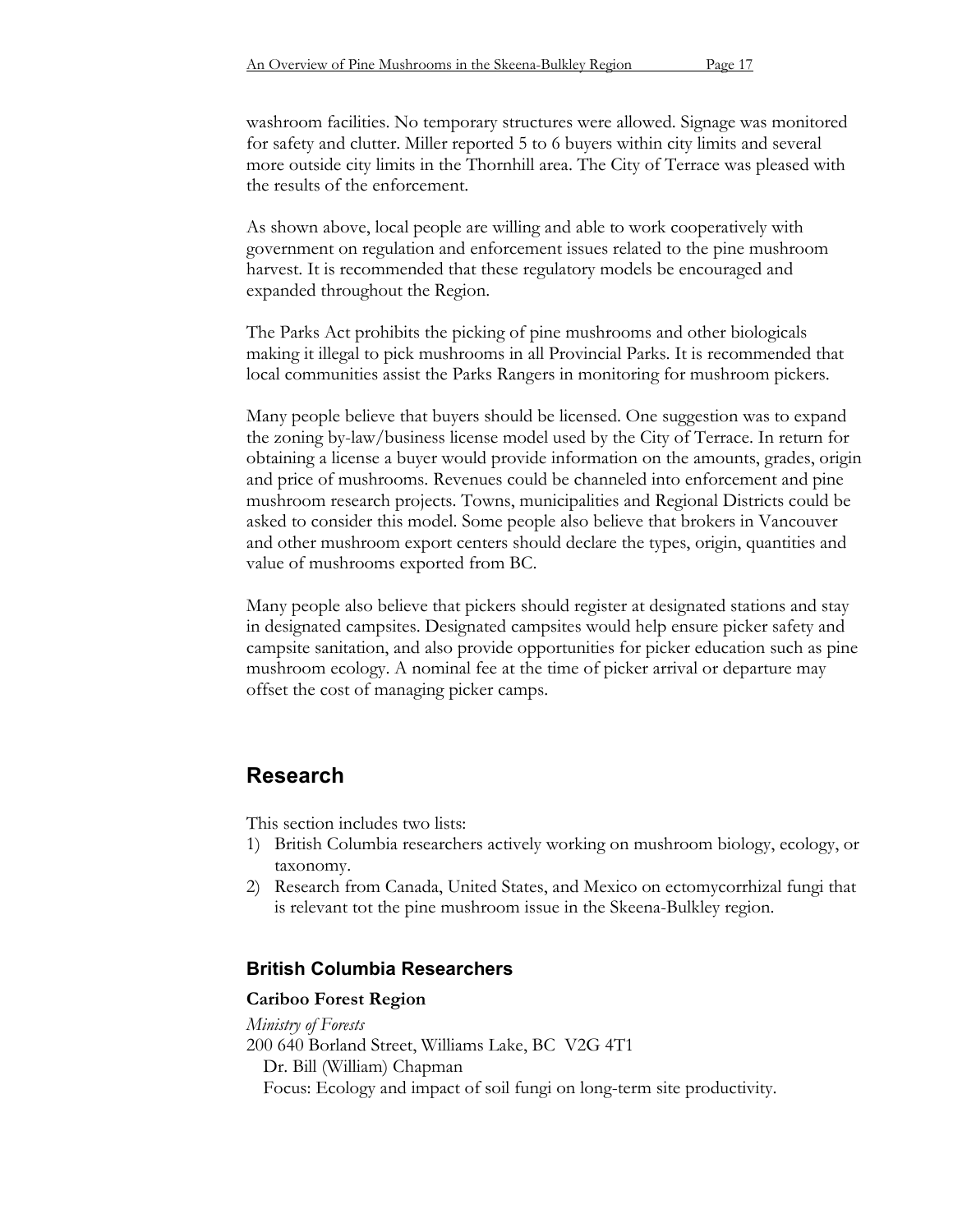washroom facilities. No temporary structures were allowed. Signage was monitored for safety and clutter. Miller reported 5 to 6 buyers within city limits and several more outside city limits in the Thornhill area. The City of Terrace was pleased with the results of the enforcement.

As shown above, local people are willing and able to work cooperatively with government on regulation and enforcement issues related to the pine mushroom harvest. It is recommended that these regulatory models be encouraged and expanded throughout the Region.

The Parks Act prohibits the picking of pine mushrooms and other biologicals making it illegal to pick mushrooms in all Provincial Parks. It is recommended that local communities assist the Parks Rangers in monitoring for mushroom pickers.

Many people believe that buyers should be licensed. One suggestion was to expand the zoning by-law/business license model used by the City of Terrace. In return for obtaining a license a buyer would provide information on the amounts, grades, origin and price of mushrooms. Revenues could be channeled into enforcement and pine mushroom research projects. Towns, municipalities and Regional Districts could be asked to consider this model. Some people also believe that brokers in Vancouver and other mushroom export centers should declare the types, origin, quantities and value of mushrooms exported from BC.

Many people also believe that pickers should register at designated stations and stay in designated campsites. Designated campsites would help ensure picker safety and campsite sanitation, and also provide opportunities for picker education such as pine mushroom ecology. A nominal fee at the time of picker arrival or departure may offset the cost of managing picker camps.

## Research

This section includes two lists:

1) British Columbia researchers actively working on mushroom biology, ecology, or taxonomy.
2) Research from Canada, United States, and Mexico on ectomycorrhizal fungi that is relevant tot the pine mushroom issue in the Skeena-Bulkley region.

### British Columbia Researchers

**Cariboo Forest Region**

*Ministry of Forests*
200 640 Borland Street, Williams Lake, BC V2G 4T1
Dr. Bill (William) Chapman
Focus: Ecology and impact of soil fungi on long-term site productivity.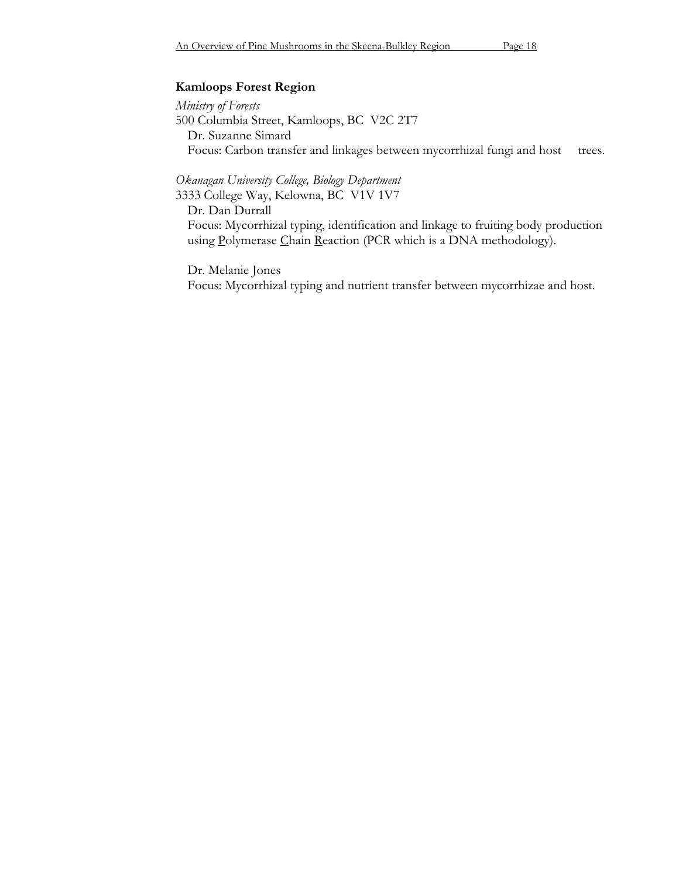**Kamloops Forest Region**

*Ministry of Forests*
500 Columbia Street, Kamloops, BC  V2C 2T7
Dr. Suzanne Simard
Focus: Carbon transfer and linkages between mycorrhizal fungi and host trees.

*Okanagan University College, Biology Department*
3333 College Way, Kelowna, BC  V1V 1V7
Dr. Dan Durrall
Focus: Mycorrhizal typing, identification and linkage to fruiting body production using Polymerase Chain Reaction (PCR which is a DNA methodology).

Dr. Melanie Jones
Focus: Mycorrhizal typing and nutrient transfer between mycorrhizae and host.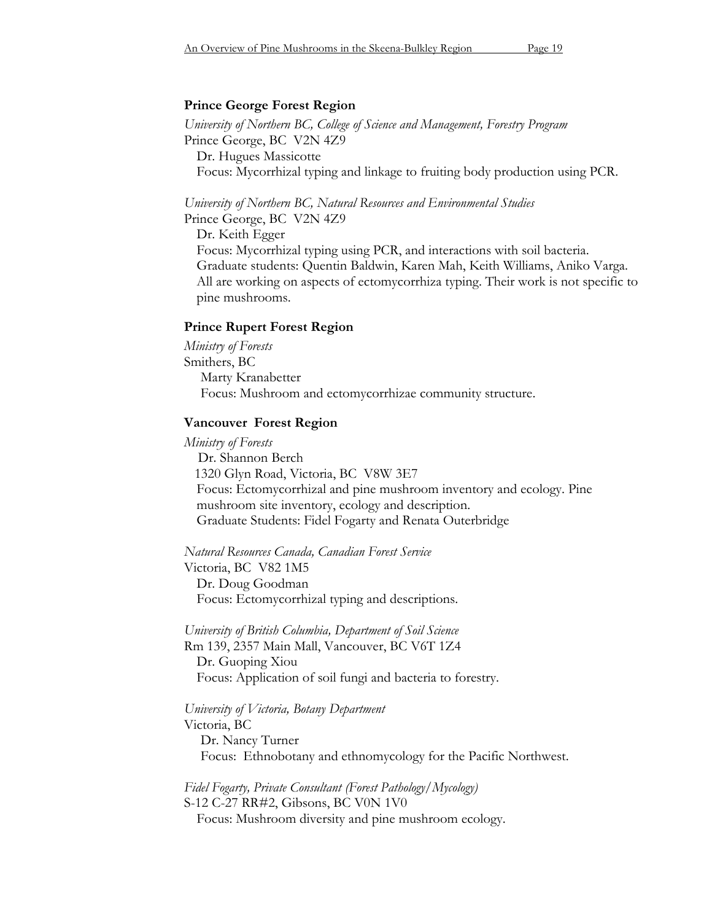**Prince George Forest Region**

*University of Northern BC, College of Science and Management, Forestry Program*
Prince George, BC V2N 4Z9
Dr. Hugues Massicotte
Focus: Mycorrhizal typing and linkage to fruiting body production using PCR.

*University of Northern BC, Natural Resources and Environmental Studies*
Prince George, BC V2N 4Z9
Dr. Keith Egger
Focus: Mycorrhizal typing using PCR, and interactions with soil bacteria.
Graduate students: Quentin Baldwin, Karen Mah, Keith Williams, Aniko Varga.
All are working on aspects of ectomycorrhiza typing. Their work is not specific to pine mushrooms.

**Prince Rupert Forest Region**

*Ministry of Forests*
Smithers, BC
Marty Kranabetter
Focus: Mushroom and ectomycorrhizae community structure.

**Vancouver Forest Region**

*Ministry of Forests*
Dr. Shannon Berch
1320 Glyn Road, Victoria, BC V8W 3E7
Focus: Ectomycorrhizal and pine mushroom inventory and ecology. Pine mushroom site inventory, ecology and description.
Graduate Students: Fidel Fogarty and Renata Outerbridge

*Natural Resources Canada, Canadian Forest Service*
Victoria, BC V82 1M5
Dr. Doug Goodman
Focus: Ectomycorrhizal typing and descriptions.

*University of British Columbia, Department of Soil Science*
Rm 139, 2357 Main Mall, Vancouver, BC V6T 1Z4
Dr. Guoping Xiou
Focus: Application of soil fungi and bacteria to forestry.

*University of Victoria, Botany Department*
Victoria, BC
Dr. Nancy Turner
Focus: Ethnobotany and ethnomycology for the Pacific Northwest.

*Fidel Fogarty, Private Consultant (Forest Pathology/Mycology)*
S-12 C-27 RR#2, Gibsons, BC V0N 1V0
Focus: Mushroom diversity and pine mushroom ecology.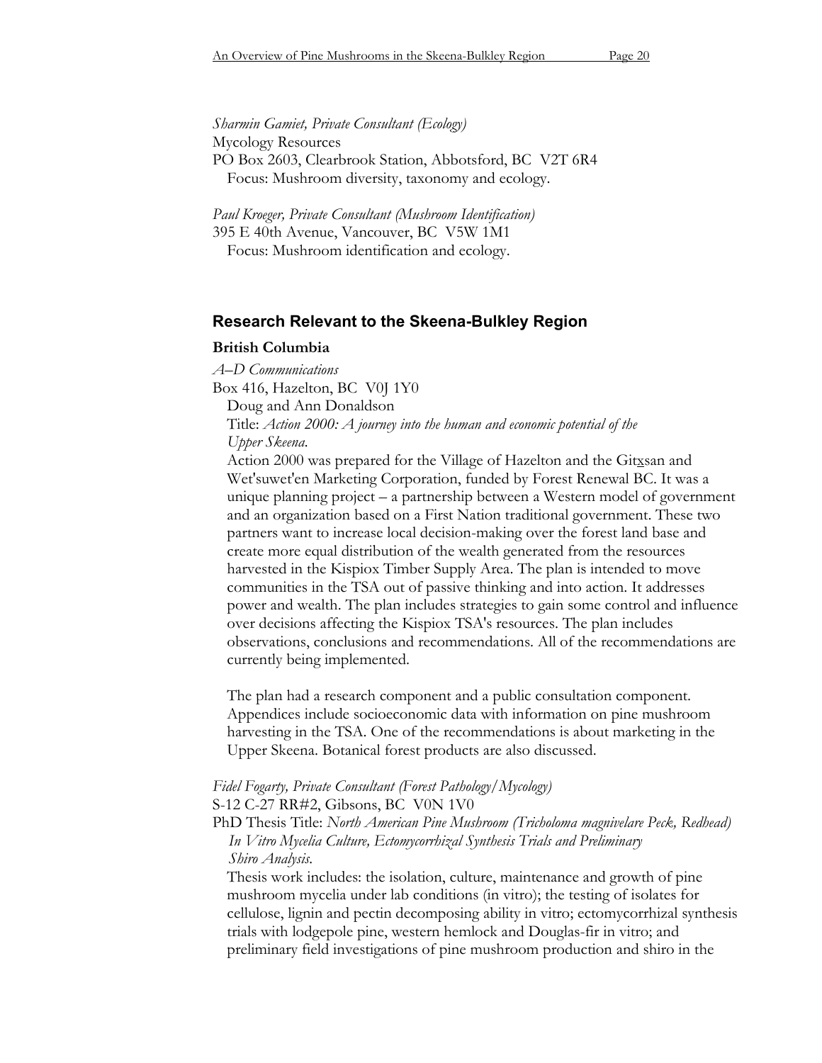*Sharmin Gamiet, Private Consultant (Ecology)*
Mycology Resources
PO Box 2603, Clearbrook Station, Abbotsford, BC V2T 6R4
Focus: Mushroom diversity, taxonomy and ecology.

*Paul Kroeger, Private Consultant (Mushroom Identification)*
395 E 40th Avenue, Vancouver, BC V5W 1M1
Focus: Mushroom identification and ecology.

## Research Relevant to the Skeena-Bulkley Region

### British Columbia

*A–D Communications*
Box 416, Hazelton, BC V0J 1Y0
Doug and Ann Donaldson
Title: *Action 2000: A journey into the human and economic potential of the Upper Skeena.*
Action 2000 was prepared for the Village of Hazelton and the Gitxsan and Wet'suwet'en Marketing Corporation, funded by Forest Renewal BC. It was a unique planning project – a partnership between a Western model of government and an organization based on a First Nation traditional government. These two partners want to increase local decision-making over the forest land base and create more equal distribution of the wealth generated from the resources harvested in the Kispiox Timber Supply Area. The plan is intended to move communities in the TSA out of passive thinking and into action. It addresses power and wealth. The plan includes strategies to gain some control and influence over decisions affecting the Kispiox TSA's resources. The plan includes observations, conclusions and recommendations. All of the recommendations are currently being implemented.

The plan had a research component and a public consultation component. Appendices include socioeconomic data with information on pine mushroom harvesting in the TSA. One of the recommendations is about marketing in the Upper Skeena. Botanical forest products are also discussed.

*Fidel Fogarty, Private Consultant (Forest Pathology/Mycology)*
S-12 C-27 RR#2, Gibsons, BC V0N 1V0
PhD Thesis Title: *North American Pine Mushroom (Tricholoma magnivelare Peck, Redhead) In Vitro Mycelia Culture, Ectomycorrhizal Synthesis Trials and Preliminary Shiro Analysis.*
Thesis work includes: the isolation, culture, maintenance and growth of pine mushroom mycelia under lab conditions (in vitro); the testing of isolates for cellulose, lignin and pectin decomposing ability in vitro; ectomycorrhizal synthesis trials with lodgepole pine, western hemlock and Douglas-fir in vitro; and preliminary field investigations of pine mushroom production and shiro in the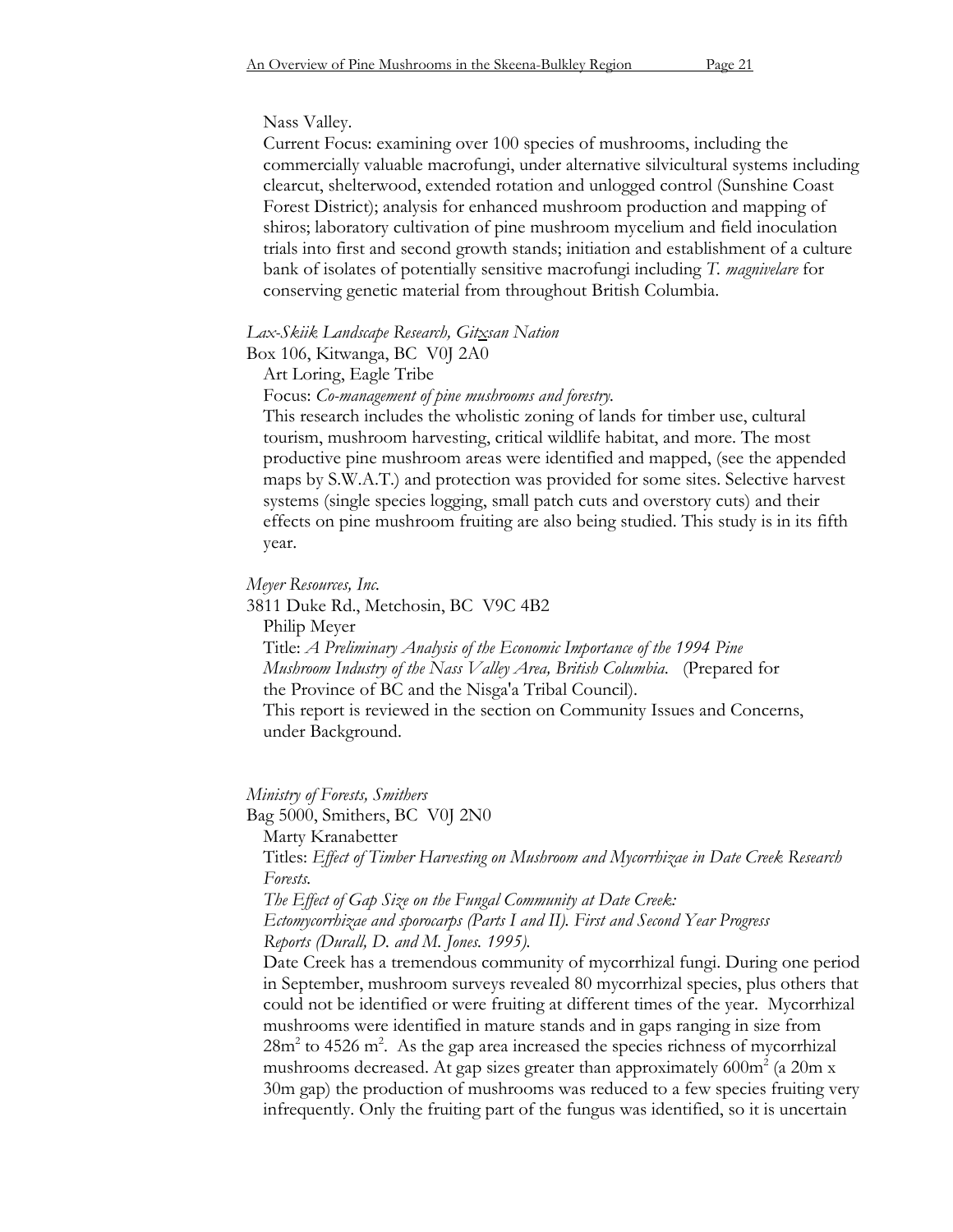Nass Valley.

Current Focus: examining over 100 species of mushrooms, including the commercially valuable macrofungi, under alternative silvicultural systems including clearcut, shelterwood, extended rotation and unlogged control (Sunshine Coast Forest District); analysis for enhanced mushroom production and mapping of shiros; laboratory cultivation of pine mushroom mycelium and field inoculation trials into first and second growth stands; initiation and establishment of a culture bank of isolates of potentially sensitive macrofungi including *T. magnivelare* for conserving genetic material from throughout British Columbia.

*Lax-Skiik Landscape Research, Gitxsan Nation*

Box 106, Kitwanga, BC V0J 2A0

Art Loring, Eagle Tribe

Focus: *Co-management of pine mushrooms and forestry.*

This research includes the wholistic zoning of lands for timber use, cultural tourism, mushroom harvesting, critical wildlife habitat, and more. The most productive pine mushroom areas were identified and mapped, (see the appended maps by S.W.A.T.) and protection was provided for some sites. Selective harvest systems (single species logging, small patch cuts and overstory cuts) and their effects on pine mushroom fruiting are also being studied. This study is in its fifth year.

*Meyer Resources, Inc.*

3811 Duke Rd., Metchosin, BC V9C 4B2

Philip Meyer

Title: *A Preliminary Analysis of the Economic Importance of the 1994 Pine Mushroom Industry of the Nass Valley Area, British Columbia*. (Prepared for the Province of BC and the Nisga'a Tribal Council).

This report is reviewed in the section on Community Issues and Concerns, under Background.

*Ministry of Forests, Smithers*

Bag 5000, Smithers, BC V0J 2N0

Marty Kranabetter

Titles: *Effect of Timber Harvesting on Mushroom and Mycorrhizae in Date Creek Research Forests.*

*The Effect of Gap Size on the Fungal Community at Date Creek: Ectomycorrhizae and sporocarps (Parts I and II). First and Second Year Progress Reports (Durall, D. and M. Jones. 1995).*

Date Creek has a tremendous community of mycorrhizal fungi. During one period in September, mushroom surveys revealed 80 mycorrhizal species, plus others that could not be identified or were fruiting at different times of the year. Mycorrhizal mushrooms were identified in mature stands and in gaps ranging in size from $28m^2$ to $4526\ m^2$. As the gap area increased the species richness of mycorrhizal mushrooms decreased. At gap sizes greater than approximately $600m^2$ (a 20m x 30m gap) the production of mushrooms was reduced to a few species fruiting very infrequently. Only the fruiting part of the fungus was identified, so it is uncertain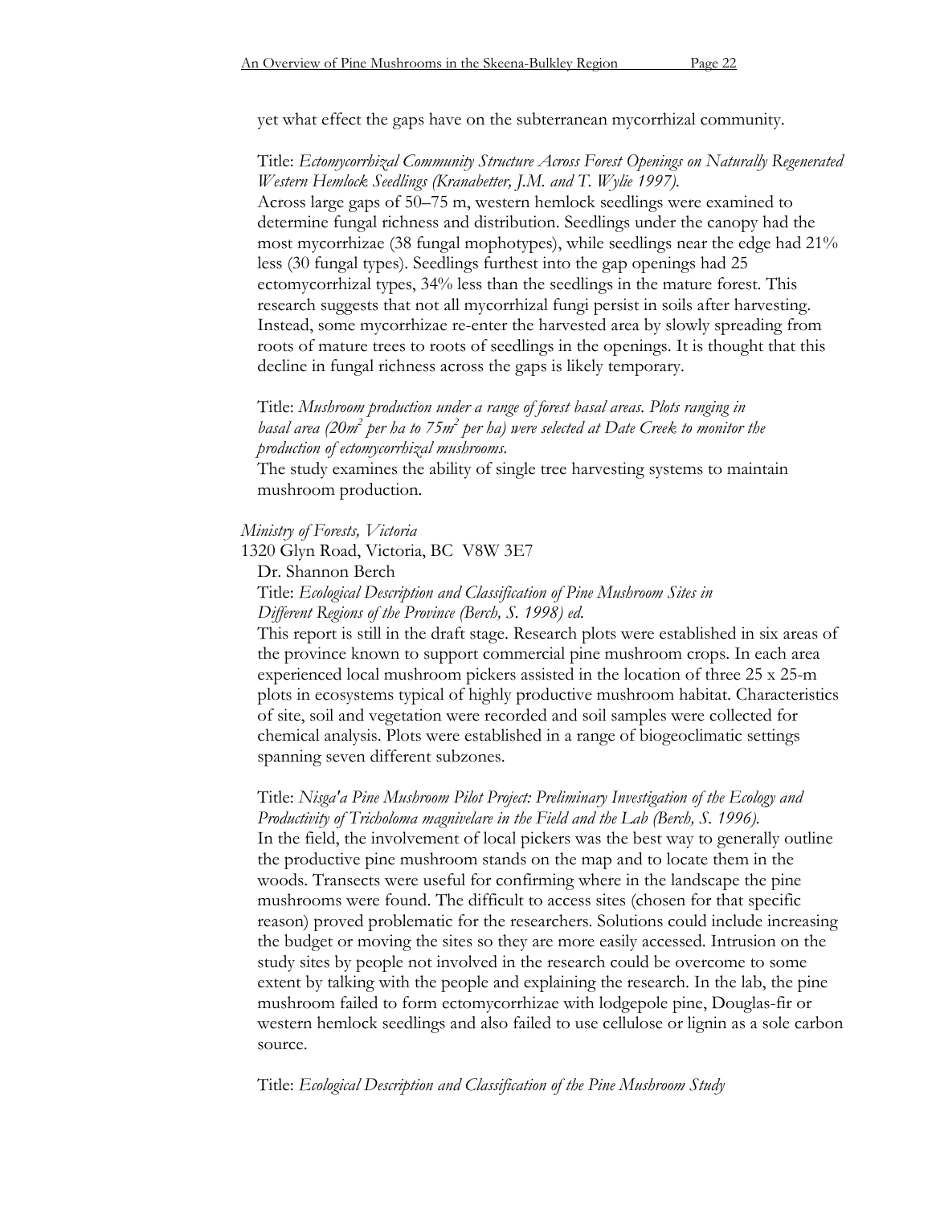yet what effect the gaps have on the subterranean mycorrhizal community.

Title: *Ectomycorrhizal Community Structure Across Forest Openings on Naturally Regenerated Western Hemlock Seedlings (Kranabetter, J.M. and T. Wylie 1997).*
Across large gaps of 50–75 m, western hemlock seedlings were examined to determine fungal richness and distribution. Seedlings under the canopy had the most mycorrhizae (38 fungal mophotypes), while seedlings near the edge had 21% less (30 fungal types). Seedlings furthest into the gap openings had 25 ectomycorrhizal types, 34% less than the seedlings in the mature forest. This research suggests that not all mycorrhizal fungi persist in soils after harvesting. Instead, some mycorrhizae re-enter the harvested area by slowly spreading from roots of mature trees to roots of seedlings in the openings. It is thought that this decline in fungal richness across the gaps is likely temporary.

Title: *Mushroom production under a range of forest basal areas. Plots ranging in basal area (20m$^2$ per ha to 75m$^2$ per ha) were selected at Date Creek to monitor the production of ectomycorrhizal mushrooms.*
The study examines the ability of single tree harvesting systems to maintain mushroom production.

*Ministry of Forests, Victoria*
1320 Glyn Road, Victoria, BC V8W 3E7
Dr. Shannon Berch
Title: *Ecological Description and Classification of Pine Mushroom Sites in Different Regions of the Province (Berch, S. 1998) ed.*
This report is still in the draft stage. Research plots were established in six areas of the province known to support commercial pine mushroom crops. In each area experienced local mushroom pickers assisted in the location of three 25 x 25-m plots in ecosystems typical of highly productive mushroom habitat. Characteristics of site, soil and vegetation were recorded and soil samples were collected for chemical analysis. Plots were established in a range of biogeoclimatic settings spanning seven different subzones.

Title: *Nisga'a Pine Mushroom Pilot Project: Preliminary Investigation of the Ecology and Productivity of Tricholoma magnivelare in the Field and the Lab (Berch, S. 1996).*
In the field, the involvement of local pickers was the best way to generally outline the productive pine mushroom stands on the map and to locate them in the woods. Transects were useful for confirming where in the landscape the pine mushrooms were found. The difficult to access sites (chosen for that specific reason) proved problematic for the researchers. Solutions could include increasing the budget or moving the sites so they are more easily accessed. Intrusion on the study sites by people not involved in the research could be overcome to some extent by talking with the people and explaining the research. In the lab, the pine mushroom failed to form ectomycorrhizae with lodgepole pine, Douglas-fir or western hemlock seedlings and also failed to use cellulose or lignin as a sole carbon source.

Title: *Ecological Description and Classification of the Pine Mushroom Study*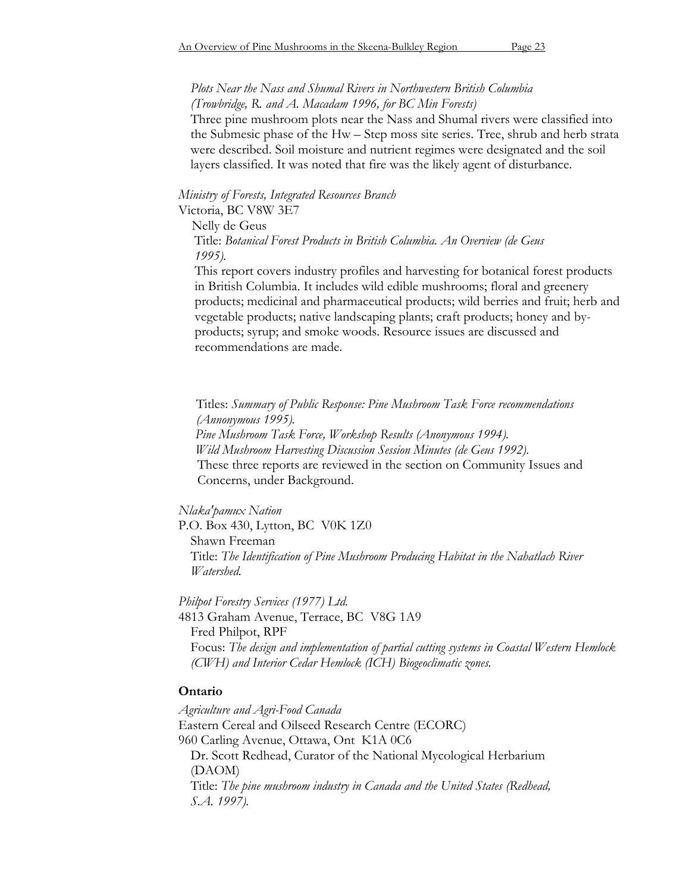*Plots Near the Nass and Shumal Rivers in Northwestern British Columbia (Trowbridge, R. and A. Macadam 1996, for BC Min Forests)*
Three pine mushroom plots near the Nass and Shumal rivers were classified into the Submesic phase of the Hw – Step moss site series. Tree, shrub and herb strata were described. Soil moisture and nutrient regimes were designated and the soil layers classified. It was noted that fire was the likely agent of disturbance.

*Ministry of Forests, Integrated Resources Branch*
Victoria, BC V8W 3E7
Nelly de Geus
Title: *Botanical Forest Products in British Columbia. An Overview (de Geus 1995).*
This report covers industry profiles and harvesting for botanical forest products in British Columbia. It includes wild edible mushrooms; floral and greenery products; medicinal and pharmaceutical products; wild berries and fruit; herb and vegetable products; native landscaping plants; craft products; honey and by-products; syrup; and smoke woods. Resource issues are discussed and recommendations are made.

Titles: *Summary of Public Response: Pine Mushroom Task Force recommendations (Annonymous 1995).*
*Pine Mushroom Task Force, Workshop Results (Anonymous 1994).*
*Wild Mushroom Harvesting Discussion Session Minutes (de Geus 1992).*
These three reports are reviewed in the section on Community Issues and Concerns, under Background.

*Nlaka'pamux Nation*
P.O. Box 430, Lytton, BC V0K 1Z0
Shawn Freeman
Title: *The Identification of Pine Mushroom Producing Habitat in the Nahatlach River Watershed.*

*Philpot Forestry Services (1977) Ltd.*
4813 Graham Avenue, Terrace, BC V8G 1A9
Fred Philpot, RPF
Focus: *The design and implementation of partial cutting systems in Coastal Western Hemlock (CWH) and Interior Cedar Hemlock (ICH) Biogeoclimatic zones.*

## Ontario

*Agriculture and Agri-Food Canada*
Eastern Cereal and Oilseed Research Centre (ECORC)
960 Carling Avenue, Ottawa, Ont K1A 0C6
Dr. Scott Redhead, Curator of the National Mycological Herbarium (DAOM)
Title: *The pine mushroom industry in Canada and the United States (Redhead, S.A. 1997).*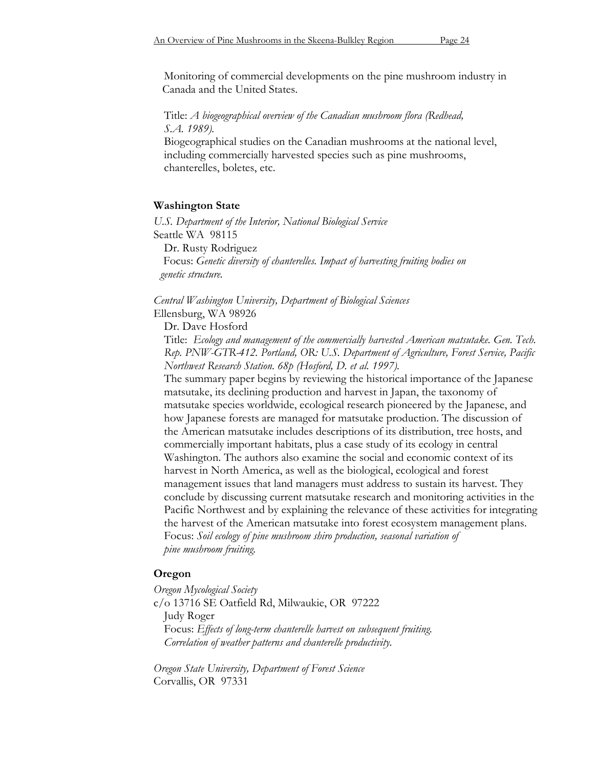Monitoring of commercial developments on the pine mushroom industry in Canada and the United States.

Title: *A biogeographical overview of the Canadian mushroom flora (Redhead, S.A. 1989).*
Biogeographical studies on the Canadian mushrooms at the national level, including commercially harvested species such as pine mushrooms, chanterelles, boletes, etc.

### Washington State

*U.S. Department of the Interior, National Biological Service*
Seattle WA 98115
Dr. Rusty Rodriguez
Focus: *Genetic diversity of chanterelles. Impact of harvesting fruiting bodies on genetic structure.*

*Central Washington University, Department of Biological Sciences*
Ellensburg, WA 98926
Dr. Dave Hosford
Title: *Ecology and management of the commercially harvested American matsutake. Gen. Tech. Rep. PNW-GTR-412. Portland, OR: U.S. Department of Agriculture, Forest Service, Pacific Northwest Research Station. 68p (Hosford, D. et al. 1997).*
The summary paper begins by reviewing the historical importance of the Japanese matsutake, its declining production and harvest in Japan, the taxonomy of matsutake species worldwide, ecological research pioneered by the Japanese, and how Japanese forests are managed for matsutake production. The discussion of the American matsutake includes descriptions of its distribution, tree hosts, and commercially important habitats, plus a case study of its ecology in central Washington. The authors also examine the social and economic context of its harvest in North America, as well as the biological, ecological and forest management issues that land managers must address to sustain its harvest. They conclude by discussing current matsutake research and monitoring activities in the Pacific Northwest and by explaining the relevance of these activities for integrating the harvest of the American matsutake into forest ecosystem management plans.
Focus: *Soil ecology of pine mushroom shiro production, seasonal variation of pine mushroom fruiting.*

### Oregon

*Oregon Mycological Society*
c/o 13716 SE Oatfield Rd, Milwaukie, OR 97222
Judy Roger
Focus: *Effects of long-term chanterelle harvest on subsequent fruiting. Correlation of weather patterns and chanterelle productivity.*

*Oregon State University, Department of Forest Science*
Corvallis, OR 97331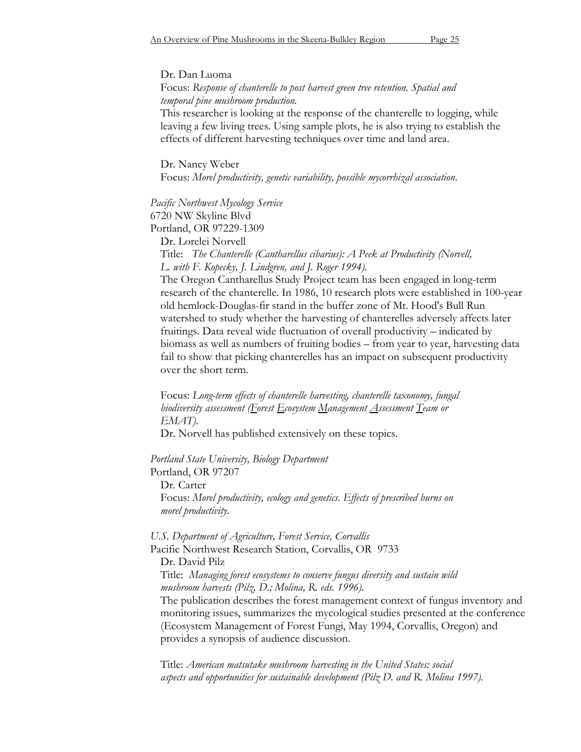Dr. Dan Luoma

Focus: *Response of chanterelle to post harvest green tree retention. Spatial and temporal pine mushroom production.*

This researcher is looking at the response of the chanterelle to logging, while leaving a few living trees. Using sample plots, he is also trying to establish the effects of different harvesting techniques over time and land area.

Dr. Nancy Weber

Focus: *Morel productivity, genetic variability, possible mycorrhizal association.*

*Pacific Northwest Mycology Service*
6720 NW Skyline Blvd
Portland, OR 97229-1309

Dr. Lorelei Norvell

Title: *The Chanterelle (Cantharellus cibarius): A Peek at Productivity (Norvell, L. with F. Kopecky, J. Lindgren, and J. Roger 1994).*

The Oregon Cantharellus Study Project team has been engaged in long-term research of the chanterelle. In 1986, 10 research plots were established in 100-year old hemlock-Douglas-fir stand in the buffer zone of Mt. Hood's Bull Run watershed to study whether the harvesting of chanterelles adversely affects later fruitings. Data reveal wide fluctuation of overall productivity – indicated by biomass as well as numbers of fruiting bodies – from year to year, harvesting data fail to show that picking chanterelles has an impact on subsequent productivity over the short term.

Focus: *Long-term effects of chanterelle harvesting, chanterelle taxonomy, fungal biodiversity assessment (Forest Ecosystem Management Assessment Team or EMAT).*

Dr. Norvell has published extensively on these topics.

*Portland State University, Biology Department*
Portland, OR 97207

Dr. Carter

Focus: *Morel productivity, ecology and genetics. Effects of prescribed burns on morel productivity.*

*U.S. Department of Agriculture, Forest Service, Corvallis*
Pacific Northwest Research Station, Corvallis, OR 9733

Dr. David Pilz

Title: *Managing forest ecosystems to conserve fungus diversity and sustain wild mushroom harvests (Pilz, D.; Molina, R. eds. 1996).*

The publication describes the forest management context of fungus inventory and monitoring issues, summarizes the mycological studies presented at the conference (Ecosystem Management of Forest Fungi, May 1994, Corvallis, Oregon) and provides a synopsis of audience discussion.

Title: *American matsutake mushroom harvesting in the United States: social aspects and opportunities for sustainable development (Pilz D. and R. Molina 1997).*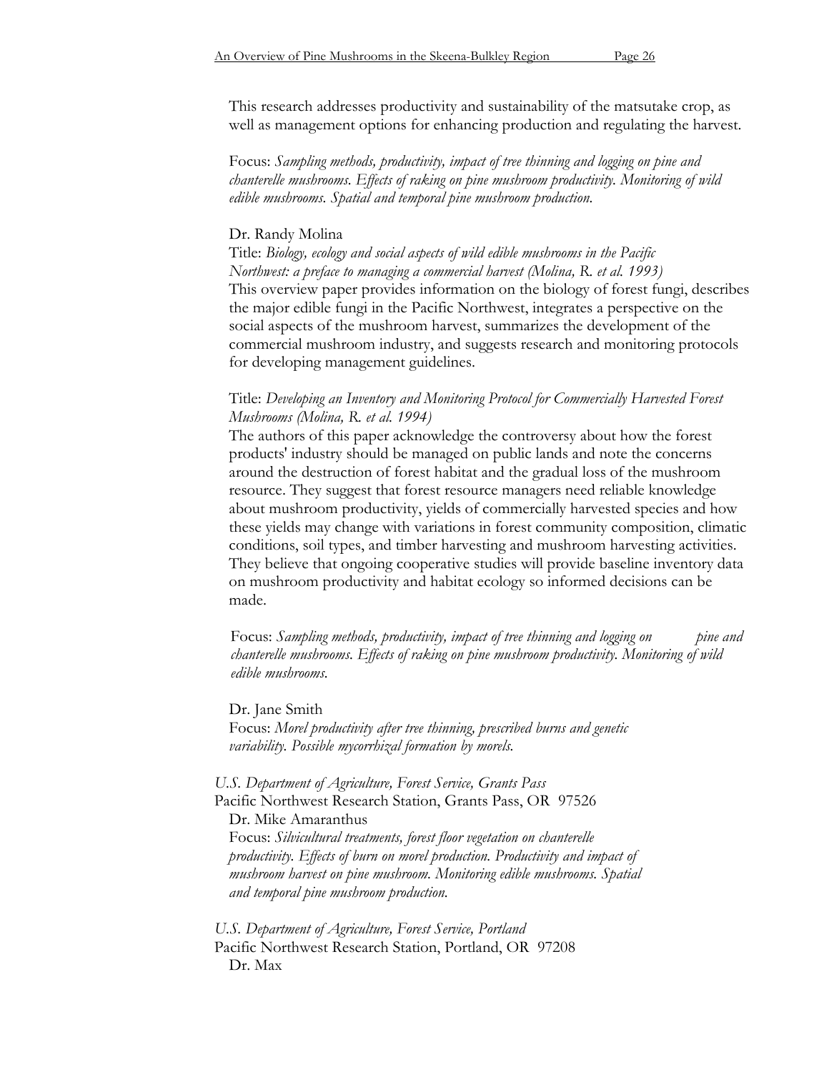This research addresses productivity and sustainability of the matsutake crop, as well as management options for enhancing production and regulating the harvest.

Focus: *Sampling methods, productivity, impact of tree thinning and logging on pine and chanterelle mushrooms. Effects of raking on pine mushroom productivity. Monitoring of wild edible mushrooms. Spatial and temporal pine mushroom production.*

Dr. Randy Molina

Title: *Biology, ecology and social aspects of wild edible mushrooms in the Pacific Northwest: a preface to managing a commercial harvest (Molina, R. et al. 1993)*

This overview paper provides information on the biology of forest fungi, describes the major edible fungi in the Pacific Northwest, integrates a perspective on the social aspects of the mushroom harvest, summarizes the development of the commercial mushroom industry, and suggests research and monitoring protocols for developing management guidelines.

Title: *Developing an Inventory and Monitoring Protocol for Commercially Harvested Forest Mushrooms (Molina, R. et al. 1994)*

The authors of this paper acknowledge the controversy about how the forest products' industry should be managed on public lands and note the concerns around the destruction of forest habitat and the gradual loss of the mushroom resource. They suggest that forest resource managers need reliable knowledge about mushroom productivity, yields of commercially harvested species and how these yields may change with variations in forest community composition, climatic conditions, soil types, and timber harvesting and mushroom harvesting activities. They believe that ongoing cooperative studies will provide baseline inventory data on mushroom productivity and habitat ecology so informed decisions can be made.

Focus: *Sampling methods, productivity, impact of tree thinning and logging on pine and chanterelle mushrooms. Effects of raking on pine mushroom productivity. Monitoring of wild edible mushrooms.*

Dr. Jane Smith

Focus: *Morel productivity after tree thinning, prescribed burns and genetic variability. Possible mycorrhizal formation by morels.*

*U.S. Department of Agriculture, Forest Service, Grants Pass*

Pacific Northwest Research Station, Grants Pass, OR 97526

Dr. Mike Amaranthus

Focus: *Silvicultural treatments, forest floor vegetation on chanterelle productivity. Effects of burn on morel production. Productivity and impact of mushroom harvest on pine mushroom. Monitoring edible mushrooms. Spatial and temporal pine mushroom production.*

*U.S. Department of Agriculture, Forest Service, Portland*

Pacific Northwest Research Station, Portland, OR 97208

Dr. Max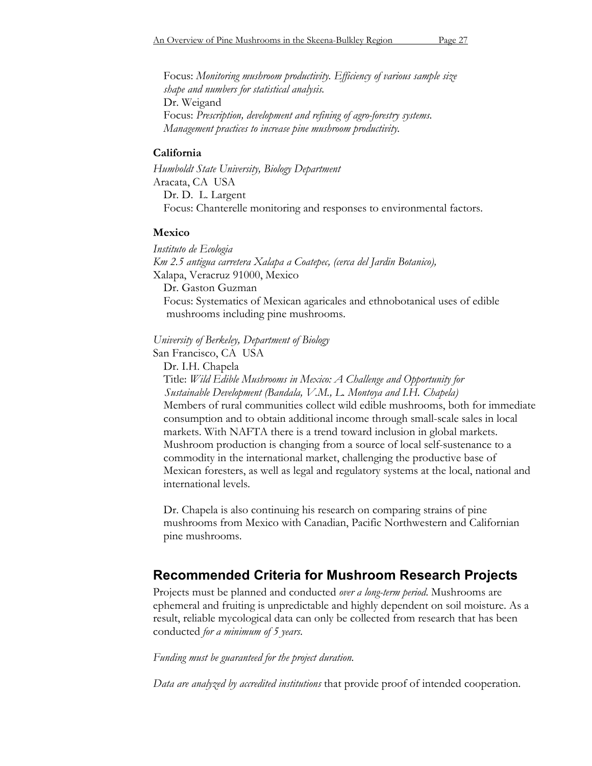Focus: *Monitoring mushroom productivity. Efficiency of various sample size shape and numbers for statistical analysis.*
Dr. Weigand
Focus: *Prescription, development and refining of agro-forestry systems. Management practices to increase pine mushroom productivity.*

**California**

*Humboldt State University, Biology Department*
Aracata, CA USA
Dr. D. L. Largent
Focus: Chanterelle monitoring and responses to environmental factors.

**Mexico**

*Instituto de Ecologia*
*Km 2.5 antigua carretera Xalapa a Coatepec, (cerca del Jardin Botanico),*
Xalapa, Veracruz 91000, Mexico
Dr. Gaston Guzman
Focus: Systematics of Mexican agaricales and ethnobotanical uses of edible mushrooms including pine mushrooms.

*University of Berkeley, Department of Biology*
San Francisco, CA USA
Dr. I.H. Chapela
Title: *Wild Edible Mushrooms in Mexico: A Challenge and Opportunity for Sustainable Development (Bandala, V.M., L. Montoya and I.H. Chapela)*
Members of rural communities collect wild edible mushrooms, both for immediate consumption and to obtain additional income through small-scale sales in local markets. With NAFTA there is a trend toward inclusion in global markets. Mushroom production is changing from a source of local self-sustenance to a commodity in the international market, challenging the productive base of Mexican foresters, as well as legal and regulatory systems at the local, national and international levels.

Dr. Chapela is also continuing his research on comparing strains of pine mushrooms from Mexico with Canadian, Pacific Northwestern and Californian pine mushrooms.

## Recommended Criteria for Mushroom Research Projects

Projects must be planned and conducted *over a long-term period*. Mushrooms are ephemeral and fruiting is unpredictable and highly dependent on soil moisture. As a result, reliable mycological data can only be collected from research that has been conducted *for a minimum of 5 years.*

*Funding must be guaranteed for the project duration.*

*Data are analyzed by accredited institutions* that provide proof of intended cooperation.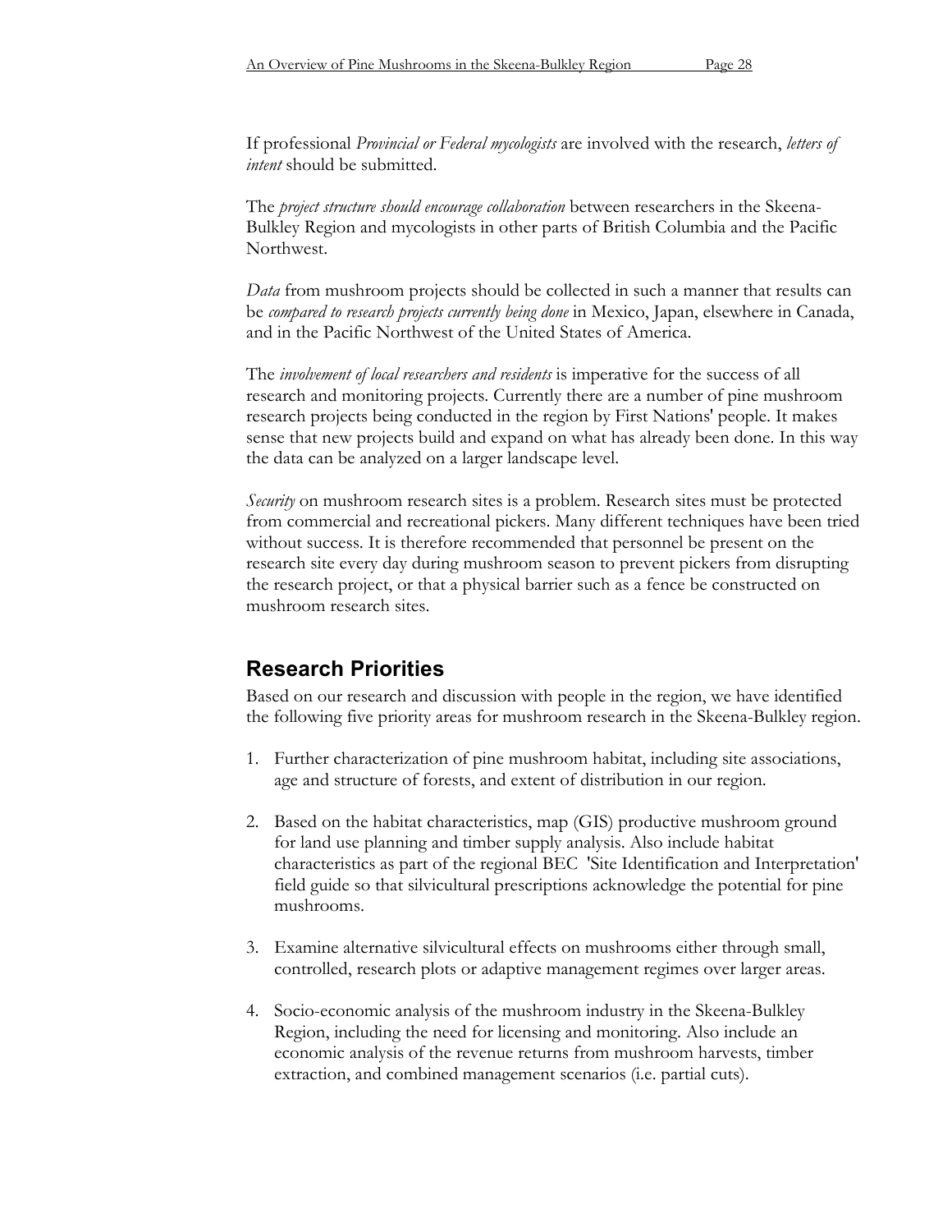If professional *Provincial or Federal mycologists* are involved with the research, *letters of intent* should be submitted.

The *project structure should encourage collaboration* between researchers in the Skeena-Bulkley Region and mycologists in other parts of British Columbia and the Pacific Northwest.

*Data* from mushroom projects should be collected in such a manner that results can be *compared to research projects currently being done* in Mexico, Japan, elsewhere in Canada, and in the Pacific Northwest of the United States of America.

The *involvement of local researchers and residents* is imperative for the success of all research and monitoring projects. Currently there are a number of pine mushroom research projects being conducted in the region by First Nations' people. It makes sense that new projects build and expand on what has already been done. In this way the data can be analyzed on a larger landscape level.

*Security* on mushroom research sites is a problem. Research sites must be protected from commercial and recreational pickers. Many different techniques have been tried without success. It is therefore recommended that personnel be present on the research site every day during mushroom season to prevent pickers from disrupting the research project, or that a physical barrier such as a fence be constructed on mushroom research sites.

## Research Priorities

Based on our research and discussion with people in the region, we have identified the following five priority areas for mushroom research in the Skeena-Bulkley region.

1. Further characterization of pine mushroom habitat, including site associations, age and structure of forests, and extent of distribution in our region.

2. Based on the habitat characteristics, map (GIS) productive mushroom ground for land use planning and timber supply analysis. Also include habitat characteristics as part of the regional BEC 'Site Identification and Interpretation' field guide so that silvicultural prescriptions acknowledge the potential for pine mushrooms.

3. Examine alternative silvicultural effects on mushrooms either through small, controlled, research plots or adaptive management regimes over larger areas.

4. Socio-economic analysis of the mushroom industry in the Skeena-Bulkley Region, including the need for licensing and monitoring. Also include an economic analysis of the revenue returns from mushroom harvests, timber extraction, and combined management scenarios (i.e. partial cuts).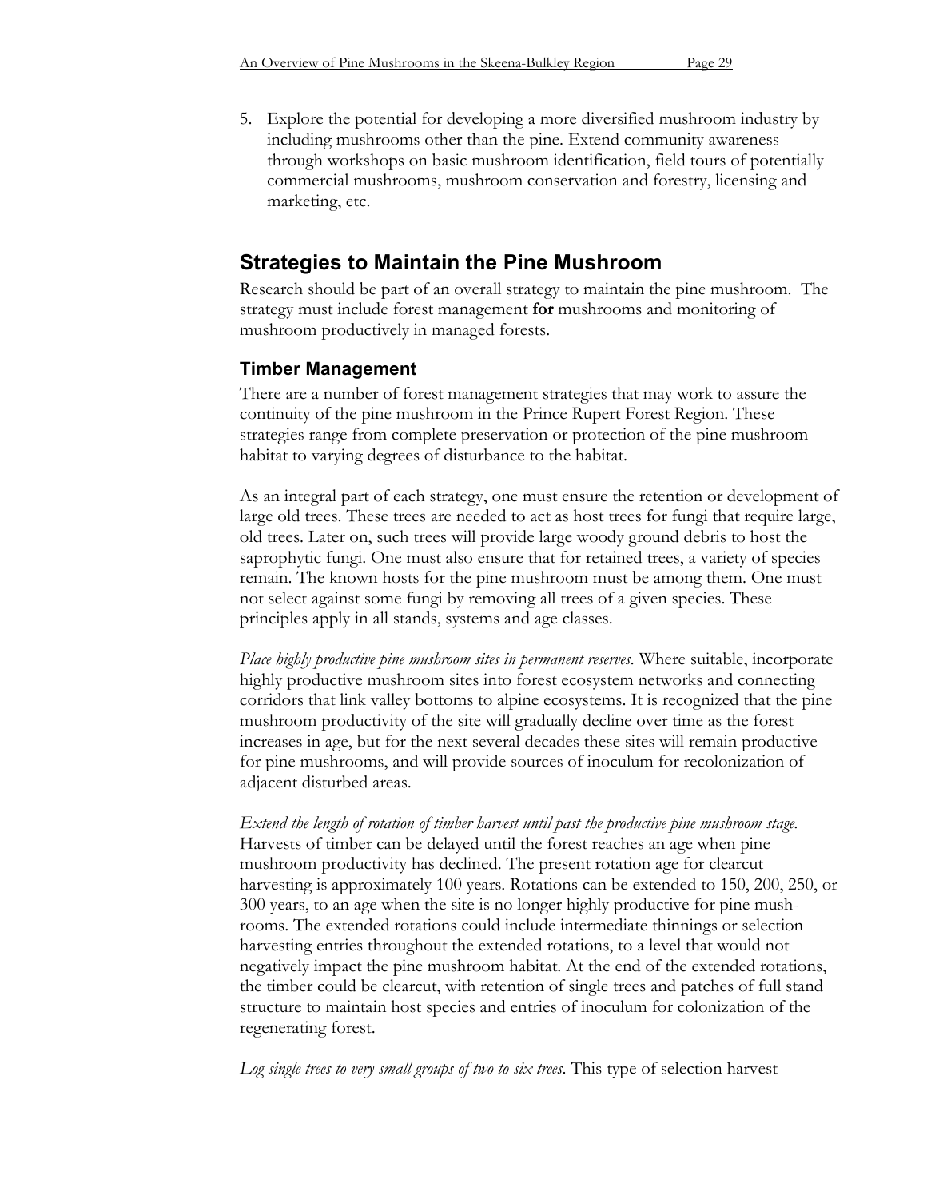5. Explore the potential for developing a more diversified mushroom industry by including mushrooms other than the pine. Extend community awareness through workshops on basic mushroom identification, field tours of potentially commercial mushrooms, mushroom conservation and forestry, licensing and marketing, etc.

## Strategies to Maintain the Pine Mushroom

Research should be part of an overall strategy to maintain the pine mushroom. The strategy must include forest management **for** mushrooms and monitoring of mushroom productively in managed forests.

### Timber Management

There are a number of forest management strategies that may work to assure the continuity of the pine mushroom in the Prince Rupert Forest Region. These strategies range from complete preservation or protection of the pine mushroom habitat to varying degrees of disturbance to the habitat.

As an integral part of each strategy, one must ensure the retention or development of large old trees. These trees are needed to act as host trees for fungi that require large, old trees. Later on, such trees will provide large woody ground debris to host the saprophytic fungi. One must also ensure that for retained trees, a variety of species remain. The known hosts for the pine mushroom must be among them. One must not select against some fungi by removing all trees of a given species. These principles apply in all stands, systems and age classes.

*Place highly productive pine mushroom sites in permanent reserves.* Where suitable, incorporate highly productive mushroom sites into forest ecosystem networks and connecting corridors that link valley bottoms to alpine ecosystems. It is recognized that the pine mushroom productivity of the site will gradually decline over time as the forest increases in age, but for the next several decades these sites will remain productive for pine mushrooms, and will provide sources of inoculum for recolonization of adjacent disturbed areas.

*Extend the length of rotation of timber harvest until past the productive pine mushroom stage.* Harvests of timber can be delayed until the forest reaches an age when pine mushroom productivity has declined. The present rotation age for clearcut harvesting is approximately 100 years. Rotations can be extended to 150, 200, 250, or 300 years, to an age when the site is no longer highly productive for pine mushrooms. The extended rotations could include intermediate thinnings or selection harvesting entries throughout the extended rotations, to a level that would not negatively impact the pine mushroom habitat. At the end of the extended rotations, the timber could be clearcut, with retention of single trees and patches of full stand structure to maintain host species and entries of inoculum for colonization of the regenerating forest.

*Log single trees to very small groups of two to six trees.* This type of selection harvest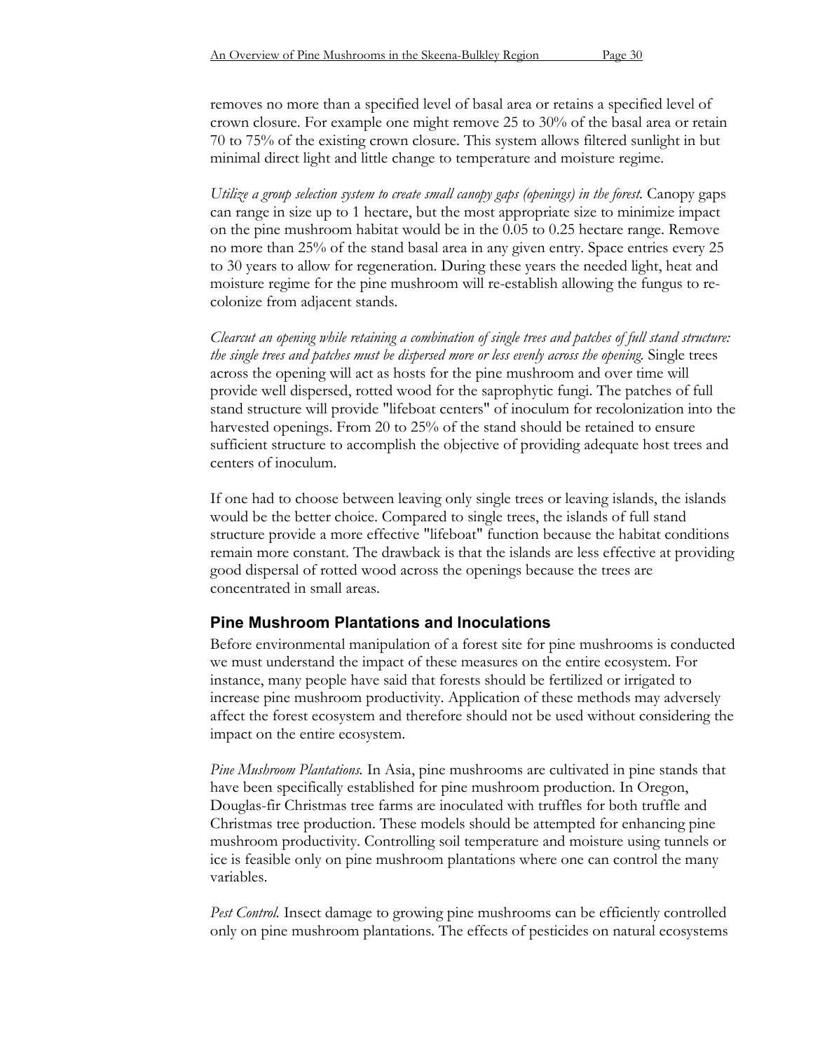removes no more than a specified level of basal area or retains a specified level of crown closure. For example one might remove 25 to 30% of the basal area or retain 70 to 75% of the existing crown closure. This system allows filtered sunlight in but minimal direct light and little change to temperature and moisture regime.

*Utilize a group selection system to create small canopy gaps (openings) in the forest.* Canopy gaps can range in size up to 1 hectare, but the most appropriate size to minimize impact on the pine mushroom habitat would be in the 0.05 to 0.25 hectare range. Remove no more than 25% of the stand basal area in any given entry. Space entries every 25 to 30 years to allow for regeneration. During these years the needed light, heat and moisture regime for the pine mushroom will re-establish allowing the fungus to re-colonize from adjacent stands.

*Clearcut an opening while retaining a combination of single trees and patches of full stand structure: the single trees and patches must be dispersed more or less evenly across the opening.* Single trees across the opening will act as hosts for the pine mushroom and over time will provide well dispersed, rotted wood for the saprophytic fungi. The patches of full stand structure will provide "lifeboat centers" of inoculum for recolonization into the harvested openings. From 20 to 25% of the stand should be retained to ensure sufficient structure to accomplish the objective of providing adequate host trees and centers of inoculum.

If one had to choose between leaving only single trees or leaving islands, the islands would be the better choice. Compared to single trees, the islands of full stand structure provide a more effective "lifeboat" function because the habitat conditions remain more constant. The drawback is that the islands are less effective at providing good dispersal of rotted wood across the openings because the trees are concentrated in small areas.

## Pine Mushroom Plantations and Inoculations

Before environmental manipulation of a forest site for pine mushrooms is conducted we must understand the impact of these measures on the entire ecosystem. For instance, many people have said that forests should be fertilized or irrigated to increase pine mushroom productivity. Application of these methods may adversely affect the forest ecosystem and therefore should not be used without considering the impact on the entire ecosystem.

*Pine Mushroom Plantations.* In Asia, pine mushrooms are cultivated in pine stands that have been specifically established for pine mushroom production. In Oregon, Douglas-fir Christmas tree farms are inoculated with truffles for both truffle and Christmas tree production. These models should be attempted for enhancing pine mushroom productivity. Controlling soil temperature and moisture using tunnels or ice is feasible only on pine mushroom plantations where one can control the many variables.

*Pest Control.* Insect damage to growing pine mushrooms can be efficiently controlled only on pine mushroom plantations. The effects of pesticides on natural ecosystems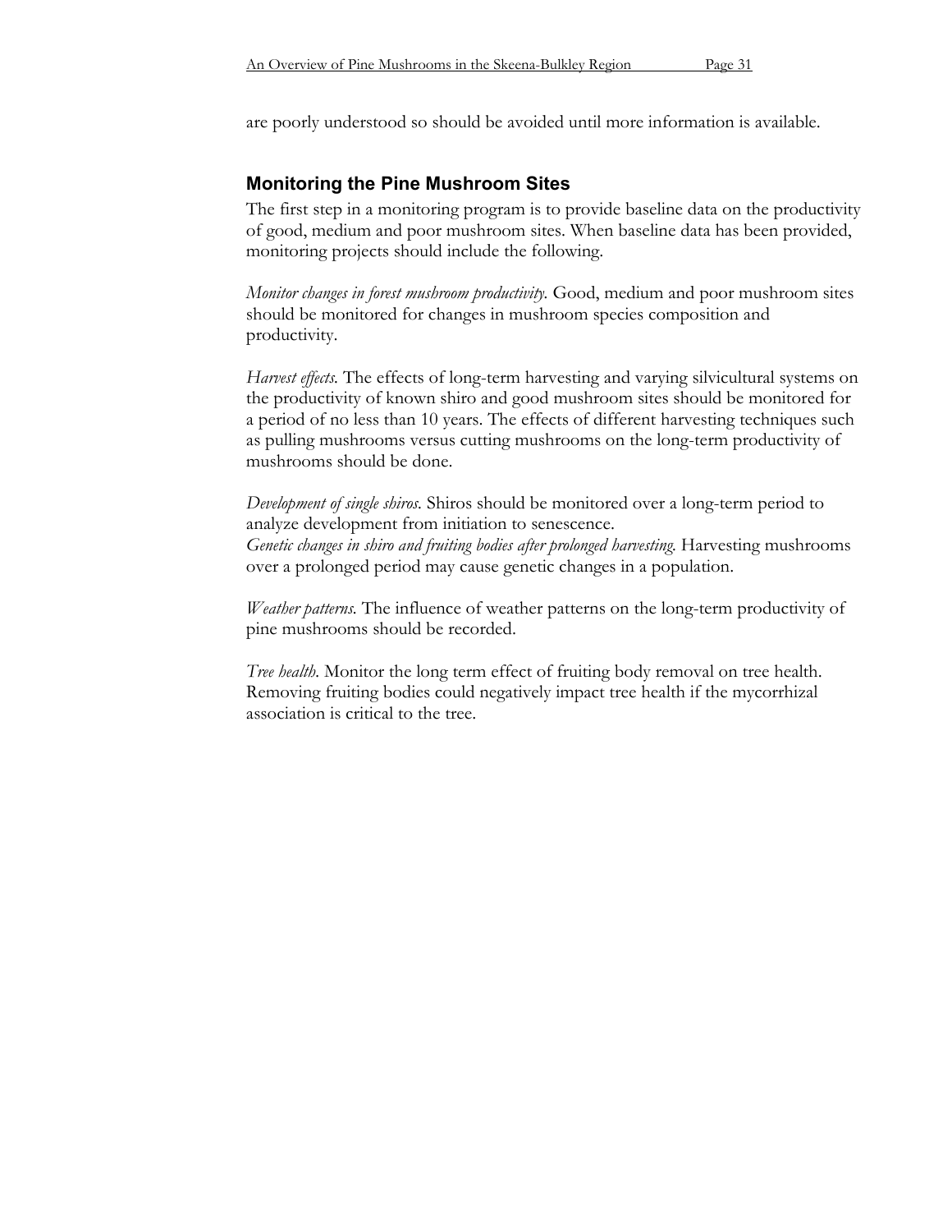are poorly understood so should be avoided until more information is available.

## Monitoring the Pine Mushroom Sites

The first step in a monitoring program is to provide baseline data on the productivity of good, medium and poor mushroom sites. When baseline data has been provided, monitoring projects should include the following.

*Monitor changes in forest mushroom productivity.* Good, medium and poor mushroom sites should be monitored for changes in mushroom species composition and productivity.

*Harvest effects.* The effects of long-term harvesting and varying silvicultural systems on the productivity of known shiro and good mushroom sites should be monitored for a period of no less than 10 years. The effects of different harvesting techniques such as pulling mushrooms versus cutting mushrooms on the long-term productivity of mushrooms should be done.

*Development of single shiros.* Shiros should be monitored over a long-term period to analyze development from initiation to senescence.

*Genetic changes in shiro and fruiting bodies after prolonged harvesting.* Harvesting mushrooms over a prolonged period may cause genetic changes in a population.

*Weather patterns.* The influence of weather patterns on the long-term productivity of pine mushrooms should be recorded.

*Tree health.* Monitor the long term effect of fruiting body removal on tree health. Removing fruiting bodies could negatively impact tree health if the mycorrhizal association is critical to the tree.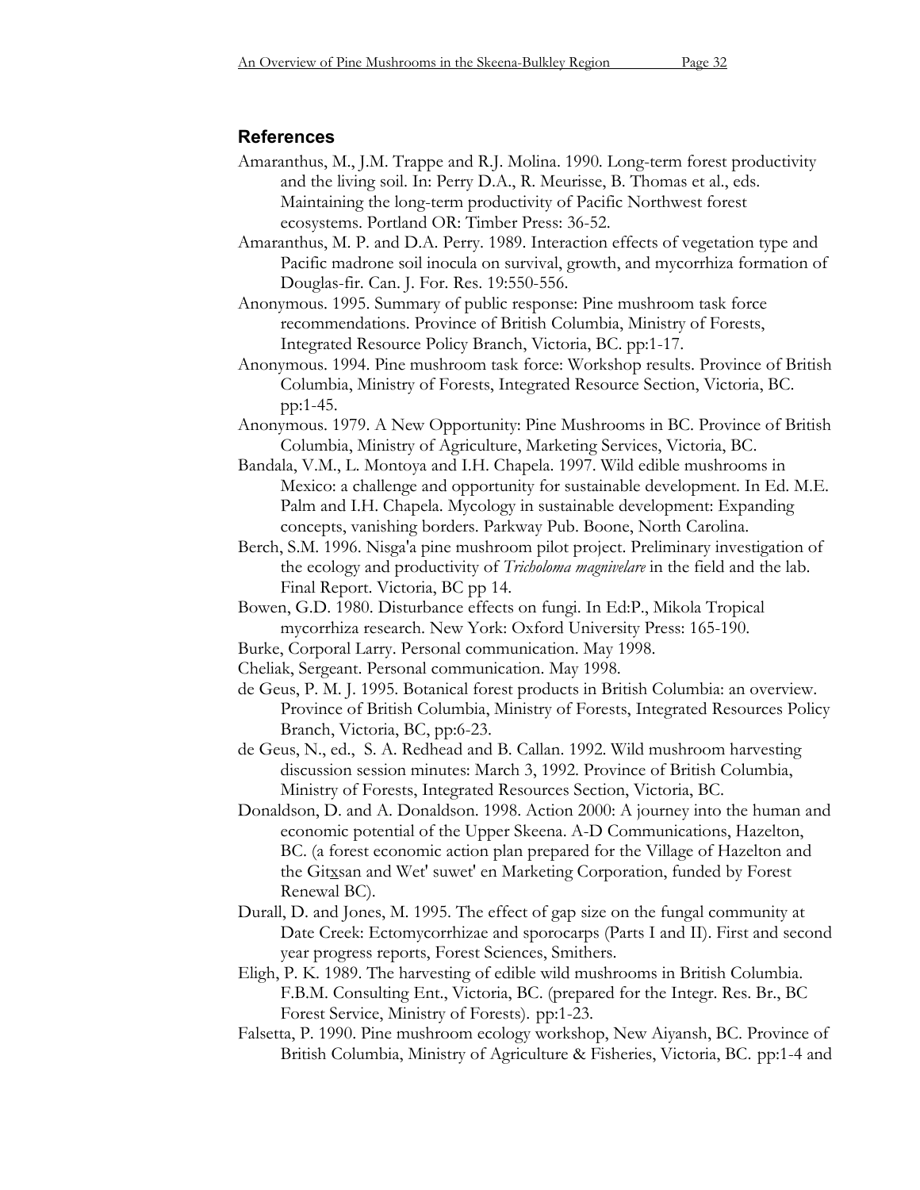## References

Amaranthus, M., J.M. Trappe and R.J. Molina. 1990. Long-term forest productivity and the living soil. In: Perry D.A., R. Meurisse, B. Thomas et al., eds. Maintaining the long-term productivity of Pacific Northwest forest ecosystems. Portland OR: Timber Press: 36-52.

Amaranthus, M. P. and D.A. Perry. 1989. Interaction effects of vegetation type and Pacific madrone soil inocula on survival, growth, and mycorrhiza formation of Douglas-fir. Can. J. For. Res. 19:550-556.

Anonymous. 1995. Summary of public response: Pine mushroom task force recommendations. Province of British Columbia, Ministry of Forests, Integrated Resource Policy Branch, Victoria, BC. pp:1-17.

Anonymous. 1994. Pine mushroom task force: Workshop results. Province of British Columbia, Ministry of Forests, Integrated Resource Section, Victoria, BC. pp:1-45.

Anonymous. 1979. A New Opportunity: Pine Mushrooms in BC. Province of British Columbia, Ministry of Agriculture, Marketing Services, Victoria, BC.

Bandala, V.M., L. Montoya and I.H. Chapela. 1997. Wild edible mushrooms in Mexico: a challenge and opportunity for sustainable development. In Ed. M.E. Palm and I.H. Chapela. Mycology in sustainable development: Expanding concepts, vanishing borders. Parkway Pub. Boone, North Carolina.

Berch, S.M. 1996. Nisga'a pine mushroom pilot project. Preliminary investigation of the ecology and productivity of *Tricholoma magnivelare* in the field and the lab. Final Report. Victoria, BC pp 14.

Bowen, G.D. 1980. Disturbance effects on fungi. In Ed:P., Mikola Tropical mycorrhiza research. New York: Oxford University Press: 165-190.

Burke, Corporal Larry. Personal communication. May 1998.

Cheliak, Sergeant. Personal communication. May 1998.

de Geus, P. M. J. 1995. Botanical forest products in British Columbia: an overview. Province of British Columbia, Ministry of Forests, Integrated Resources Policy Branch, Victoria, BC, pp:6-23.

de Geus, N., ed., S. A. Redhead and B. Callan. 1992. Wild mushroom harvesting discussion session minutes: March 3, 1992. Province of British Columbia, Ministry of Forests, Integrated Resources Section, Victoria, BC.

Donaldson, D. and A. Donaldson. 1998. Action 2000: A journey into the human and economic potential of the Upper Skeena. A-D Communications, Hazelton, BC. (a forest economic action plan prepared for the Village of Hazelton and the Gitxsan and Wet' suwet' en Marketing Corporation, funded by Forest Renewal BC).

Durall, D. and Jones, M. 1995. The effect of gap size on the fungal community at Date Creek: Ectomycorrhizae and sporocarps (Parts I and II). First and second year progress reports, Forest Sciences, Smithers.

Eligh, P. K. 1989. The harvesting of edible wild mushrooms in British Columbia. F.B.M. Consulting Ent., Victoria, BC. (prepared for the Integr. Res. Br., BC Forest Service, Ministry of Forests). pp:1-23.

Falsetta, P. 1990. Pine mushroom ecology workshop, New Aiyansh, BC. Province of British Columbia, Ministry of Agriculture & Fisheries, Victoria, BC. pp:1-4 and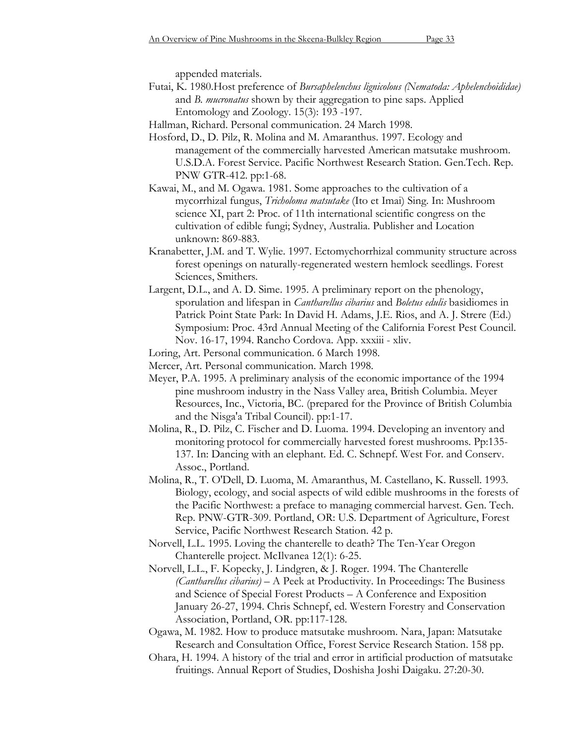appended materials.

Futai, K. 1980.Host preference of *Bursaphelenchus lignicolous (Nematoda: Aphelenchoididae)* and *B. mucronatus* shown by their aggregation to pine saps. Applied Entomology and Zoology. 15(3): 193 -197.

Hallman, Richard. Personal communication. 24 March 1998.

Hosford, D., D. Pilz, R. Molina and M. Amaranthus. 1997. Ecology and management of the commercially harvested American matsutake mushroom. U.S.D.A. Forest Service. Pacific Northwest Research Station. Gen.Tech. Rep. PNW GTR-412. pp:1-68.

Kawai, M., and M. Ogawa. 1981. Some approaches to the cultivation of a mycorrhizal fungus, *Tricholoma matsutake* (Ito et Imai) Sing. In: Mushroom science XI, part 2: Proc. of 11th international scientific congress on the cultivation of edible fungi; Sydney, Australia. Publisher and Location unknown: 869-883.

Kranabetter, J.M. and T. Wylie. 1997. Ectomychorrhizal community structure across forest openings on naturally-regenerated western hemlock seedlings. Forest Sciences, Smithers.

Largent, D.L., and A. D. Sime. 1995. A preliminary report on the phenology, sporulation and lifespan in *Cantharellus cibarius* and *Boletus edulis* basidiomes in Patrick Point State Park: In David H. Adams, J.E. Rios, and A. J. Strere (Ed.) Symposium: Proc. 43rd Annual Meeting of the California Forest Pest Council. Nov. 16-17, 1994. Rancho Cordova. App. xxxiii - xliv.

Loring, Art. Personal communication. 6 March 1998.

Mercer, Art. Personal communication. March 1998.

Meyer, P.A. 1995. A preliminary analysis of the economic importance of the 1994 pine mushroom industry in the Nass Valley area, British Columbia. Meyer Resources, Inc., Victoria, BC. (prepared for the Province of British Columbia and the Nisga'a Tribal Council). pp:1-17.

Molina, R., D. Pilz, C. Fischer and D. Luoma. 1994. Developing an inventory and monitoring protocol for commercially harvested forest mushrooms. Pp:135-137. In: Dancing with an elephant. Ed. C. Schnepf. West For. and Conserv. Assoc., Portland.

Molina, R., T. O'Dell, D. Luoma, M. Amaranthus, M. Castellano, K. Russell. 1993. Biology, ecology, and social aspects of wild edible mushrooms in the forests of the Pacific Northwest: a preface to managing commercial harvest. Gen. Tech. Rep. PNW-GTR-309. Portland, OR: U.S. Department of Agriculture, Forest Service, Pacific Northwest Research Station. 42 p.

Norvell, L.L. 1995. Loving the chanterelle to death? The Ten-Year Oregon Chanterelle project. McIlvanea 12(1): 6-25.

Norvell, L.L., F. Kopecky, J. Lindgren, & J. Roger. 1994. The Chanterelle *(Cantharellus cibarius)* – A Peek at Productivity. In Proceedings: The Business and Science of Special Forest Products – A Conference and Exposition January 26-27, 1994. Chris Schnepf, ed. Western Forestry and Conservation Association, Portland, OR. pp:117-128.

Ogawa, M. 1982. How to produce matsutake mushroom. Nara, Japan: Matsutake Research and Consultation Office, Forest Service Research Station. 158 pp.

Ohara, H. 1994. A history of the trial and error in artificial production of matsutake fruitings. Annual Report of Studies, Doshisha Joshi Daigaku. 27:20-30.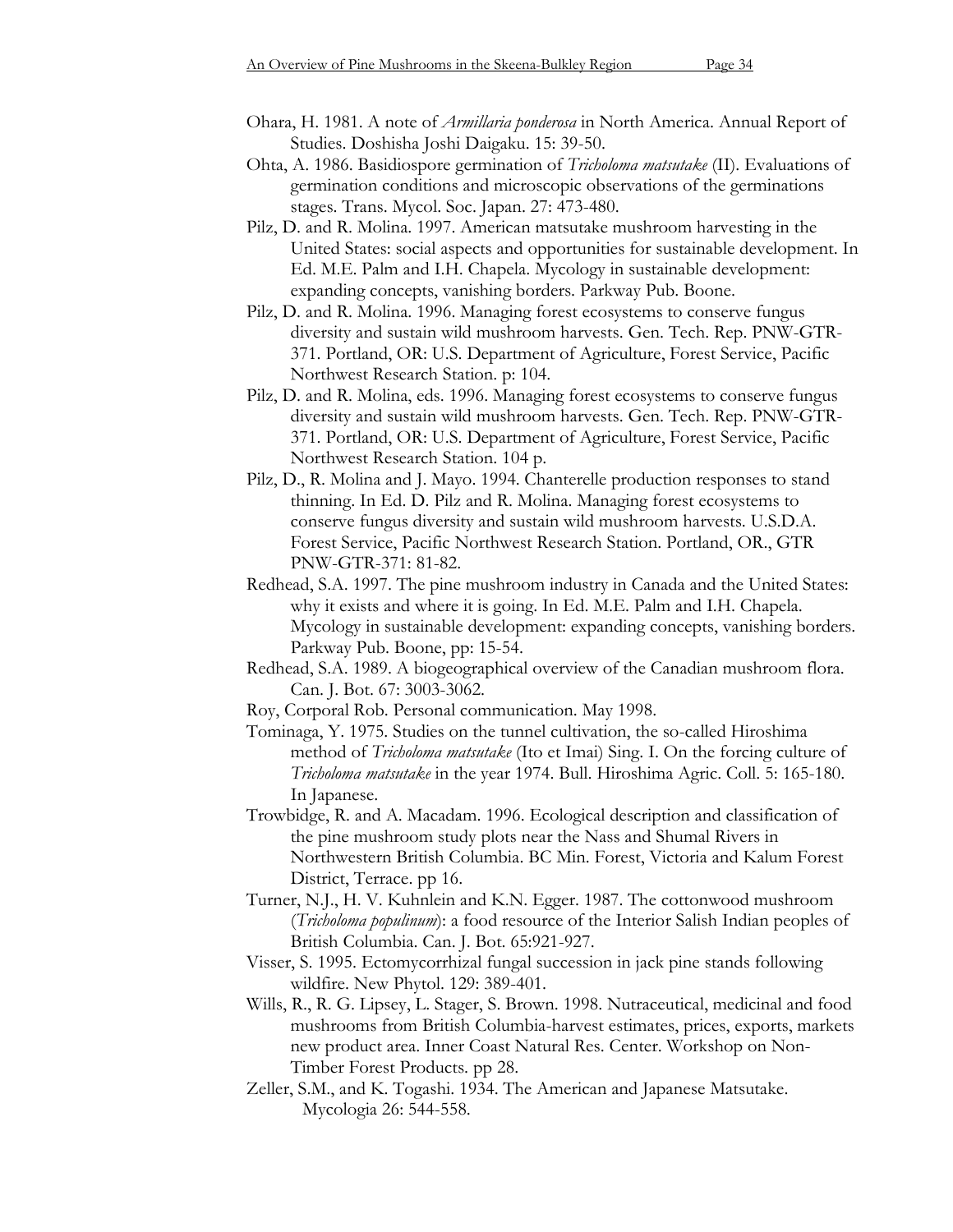Ohara, H. 1981. A note of *Armillaria ponderosa* in North America. Annual Report of Studies. Doshisha Joshi Daigaku. 15: 39-50.

Ohta, A. 1986. Basidiospore germination of *Tricholoma matsutake* (II). Evaluations of germination conditions and microscopic observations of the germinations stages. Trans. Mycol. Soc. Japan. 27: 473-480.

Pilz, D. and R. Molina. 1997. American matsutake mushroom harvesting in the United States: social aspects and opportunities for sustainable development. In Ed. M.E. Palm and I.H. Chapela. Mycology in sustainable development: expanding concepts, vanishing borders. Parkway Pub. Boone.

Pilz, D. and R. Molina. 1996. Managing forest ecosystems to conserve fungus diversity and sustain wild mushroom harvests. Gen. Tech. Rep. PNW-GTR-371. Portland, OR: U.S. Department of Agriculture, Forest Service, Pacific Northwest Research Station. p: 104.

Pilz, D. and R. Molina, eds. 1996. Managing forest ecosystems to conserve fungus diversity and sustain wild mushroom harvests. Gen. Tech. Rep. PNW-GTR-371. Portland, OR: U.S. Department of Agriculture, Forest Service, Pacific Northwest Research Station. 104 p.

Pilz, D., R. Molina and J. Mayo. 1994. Chanterelle production responses to stand thinning. In Ed. D. Pilz and R. Molina. Managing forest ecosystems to conserve fungus diversity and sustain wild mushroom harvests. U.S.D.A. Forest Service, Pacific Northwest Research Station. Portland, OR., GTR PNW-GTR-371: 81-82.

Redhead, S.A. 1997. The pine mushroom industry in Canada and the United States: why it exists and where it is going. In Ed. M.E. Palm and I.H. Chapela. Mycology in sustainable development: expanding concepts, vanishing borders. Parkway Pub. Boone, pp: 15-54.

Redhead, S.A. 1989. A biogeographical overview of the Canadian mushroom flora. Can. J. Bot. 67: 3003-3062.

Roy, Corporal Rob. Personal communication. May 1998.

Tominaga, Y. 1975. Studies on the tunnel cultivation, the so-called Hiroshima method of *Tricholoma matsutake* (Ito et Imai) Sing. I. On the forcing culture of *Tricholoma matsutake* in the year 1974. Bull. Hiroshima Agric. Coll. 5: 165-180. In Japanese.

Trowbidge, R. and A. Macadam. 1996. Ecological description and classification of the pine mushroom study plots near the Nass and Shumal Rivers in Northwestern British Columbia. BC Min. Forest, Victoria and Kalum Forest District, Terrace. pp 16.

Turner, N.J., H. V. Kuhnlein and K.N. Egger. 1987. The cottonwood mushroom (*Tricholoma populinum*): a food resource of the Interior Salish Indian peoples of British Columbia. Can. J. Bot. 65:921-927.

Visser, S. 1995. Ectomycorrhizal fungal succession in jack pine stands following wildfire. New Phytol. 129: 389-401.

Wills, R., R. G. Lipsey, L. Stager, S. Brown. 1998. Nutraceutical, medicinal and food mushrooms from British Columbia-harvest estimates, prices, exports, markets new product area. Inner Coast Natural Res. Center. Workshop on Non-Timber Forest Products. pp 28.

Zeller, S.M., and K. Togashi. 1934. The American and Japanese Matsutake. Mycologia 26: 544-558.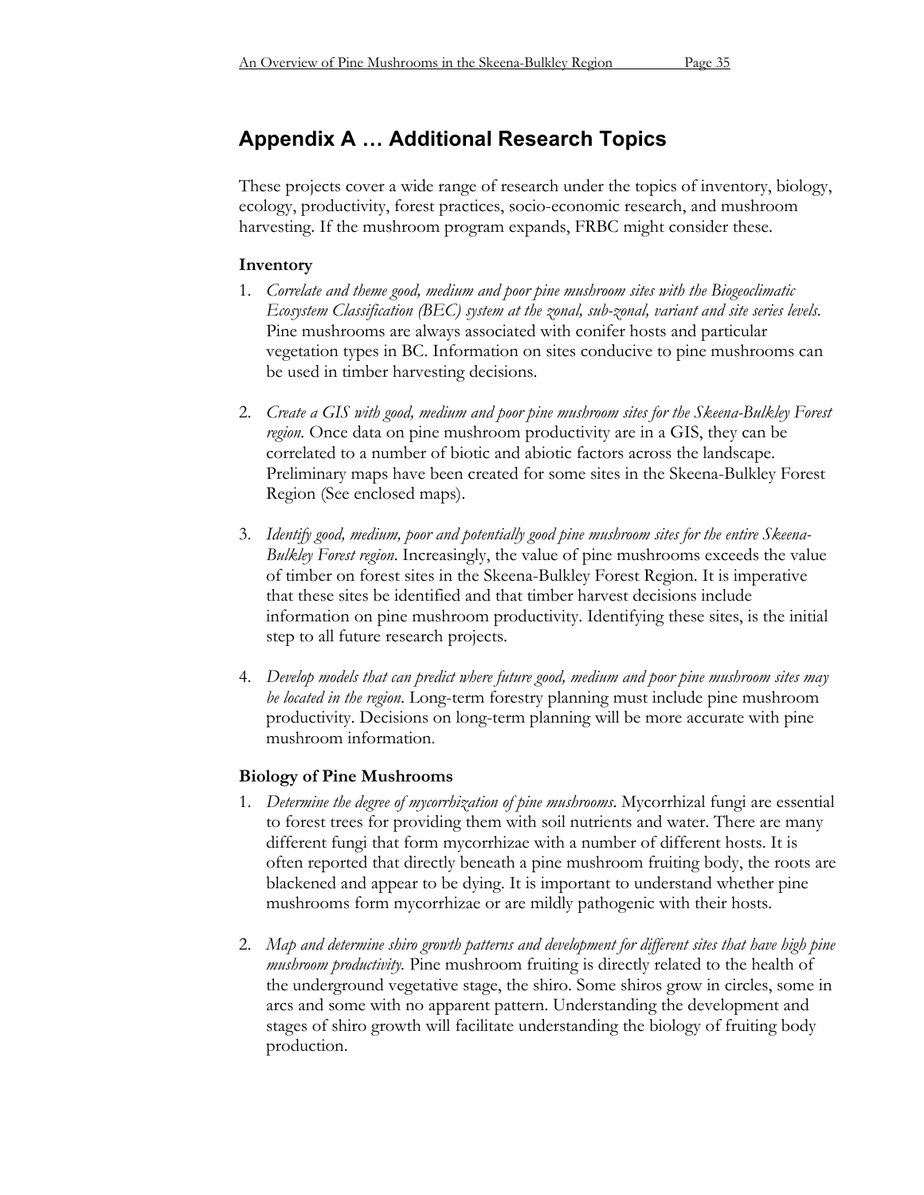## Appendix A … Additional Research Topics

These projects cover a wide range of research under the topics of inventory, biology, ecology, productivity, forest practices, socio-economic research, and mushroom harvesting. If the mushroom program expands, FRBC might consider these.

### Inventory

1. *Correlate and theme good, medium and poor pine mushroom sites with the Biogeoclimatic Ecosystem Classification (BEC) system at the zonal, sub-zonal, variant and site series levels.* Pine mushrooms are always associated with conifer hosts and particular vegetation types in BC. Information on sites conducive to pine mushrooms can be used in timber harvesting decisions.

2. *Create a GIS with good, medium and poor pine mushroom sites for the Skeena-Bulkley Forest region.* Once data on pine mushroom productivity are in a GIS, they can be correlated to a number of biotic and abiotic factors across the landscape. Preliminary maps have been created for some sites in the Skeena-Bulkley Forest Region (See enclosed maps).

3. *Identify good, medium, poor and potentially good pine mushroom sites for the entire Skeena-Bulkley Forest region.* Increasingly, the value of pine mushrooms exceeds the value of timber on forest sites in the Skeena-Bulkley Forest Region. It is imperative that these sites be identified and that timber harvest decisions include information on pine mushroom productivity. Identifying these sites, is the initial step to all future research projects.

4. *Develop models that can predict where future good, medium and poor pine mushroom sites may be located in the region.* Long-term forestry planning must include pine mushroom productivity. Decisions on long-term planning will be more accurate with pine mushroom information.

### Biology of Pine Mushrooms

1. *Determine the degree of mycorrhization of pine mushrooms.* Mycorrhizal fungi are essential to forest trees for providing them with soil nutrients and water. There are many different fungi that form mycorrhizae with a number of different hosts. It is often reported that directly beneath a pine mushroom fruiting body, the roots are blackened and appear to be dying. It is important to understand whether pine mushrooms form mycorrhizae or are mildly pathogenic with their hosts.

2. *Map and determine shiro growth patterns and development for different sites that have high pine mushroom productivity.* Pine mushroom fruiting is directly related to the health of the underground vegetative stage, the shiro. Some shiros grow in circles, some in arcs and some with no apparent pattern. Understanding the development and stages of shiro growth will facilitate understanding the biology of fruiting body production.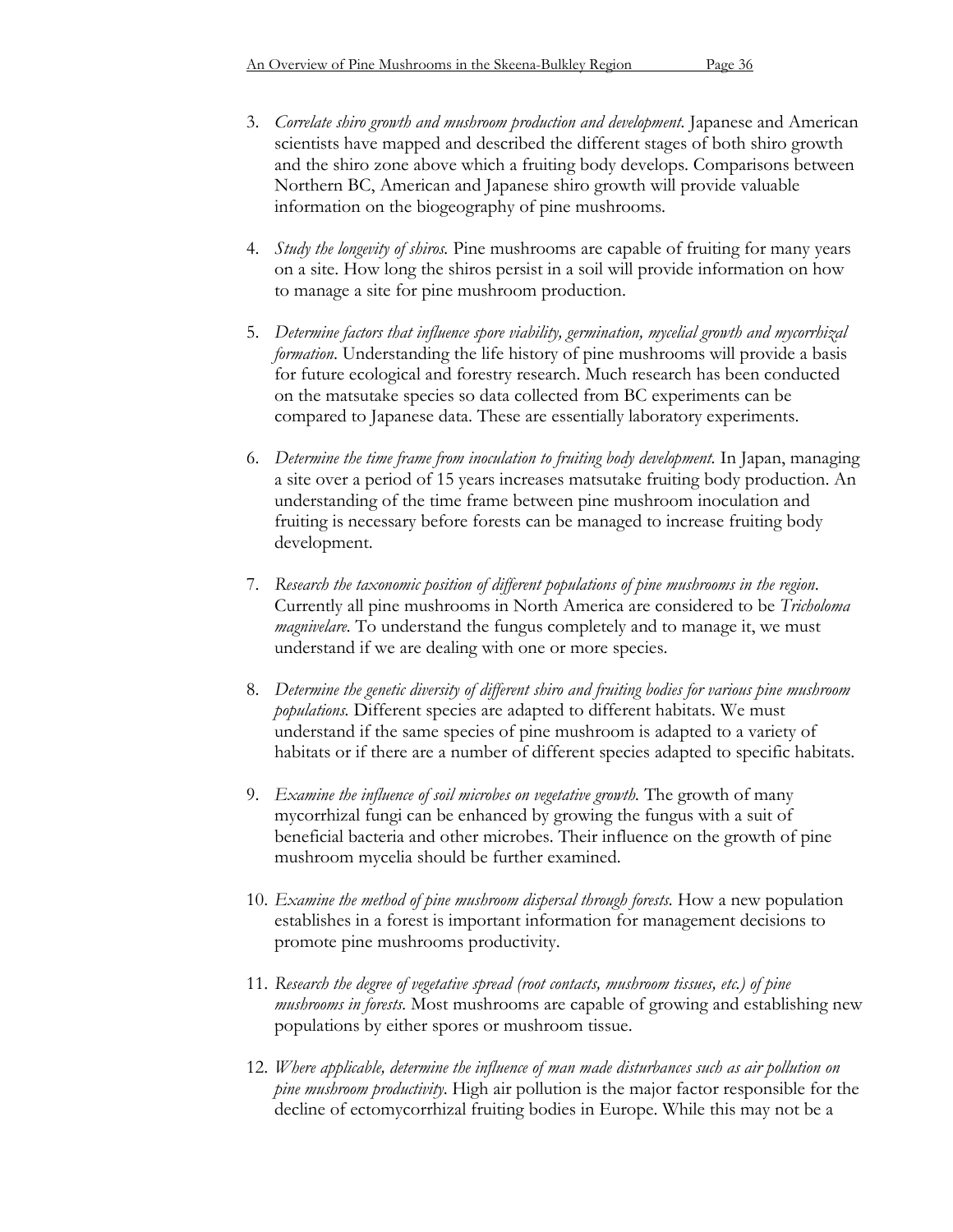3. *Correlate shiro growth and mushroom production and development.* Japanese and American scientists have mapped and described the different stages of both shiro growth and the shiro zone above which a fruiting body develops. Comparisons between Northern BC, American and Japanese shiro growth will provide valuable information on the biogeography of pine mushrooms.

4. *Study the longevity of shiros.* Pine mushrooms are capable of fruiting for many years on a site. How long the shiros persist in a soil will provide information on how to manage a site for pine mushroom production.

5. *Determine factors that influence spore viability, germination, mycelial growth and mycorrhizal formation.* Understanding the life history of pine mushrooms will provide a basis for future ecological and forestry research. Much research has been conducted on the matsutake species so data collected from BC experiments can be compared to Japanese data. These are essentially laboratory experiments.

6. *Determine the time frame from inoculation to fruiting body development.* In Japan, managing a site over a period of 15 years increases matsutake fruiting body production. An understanding of the time frame between pine mushroom inoculation and fruiting is necessary before forests can be managed to increase fruiting body development.

7. *Research the taxonomic position of different populations of pine mushrooms in the region.* Currently all pine mushrooms in North America are considered to be *Tricholoma magnivelare*. To understand the fungus completely and to manage it, we must understand if we are dealing with one or more species.

8. *Determine the genetic diversity of different shiro and fruiting bodies for various pine mushroom populations.* Different species are adapted to different habitats. We must understand if the same species of pine mushroom is adapted to a variety of habitats or if there are a number of different species adapted to specific habitats.

9. *Examine the influence of soil microbes on vegetative growth.* The growth of many mycorrhizal fungi can be enhanced by growing the fungus with a suit of beneficial bacteria and other microbes. Their influence on the growth of pine mushroom mycelia should be further examined.

10. *Examine the method of pine mushroom dispersal through forests.* How a new population establishes in a forest is important information for management decisions to promote pine mushrooms productivity.

11. *Research the degree of vegetative spread (root contacts, mushroom tissues, etc.) of pine mushrooms in forests.* Most mushrooms are capable of growing and establishing new populations by either spores or mushroom tissue.

12. *Where applicable, determine the influence of man made disturbances such as air pollution on pine mushroom productivity.* High air pollution is the major factor responsible for the decline of ectomycorrhizal fruiting bodies in Europe. While this may not be a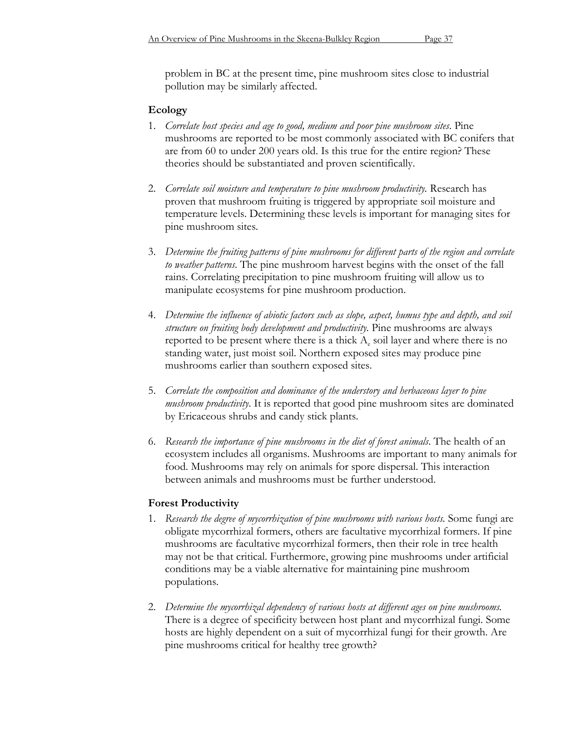problem in BC at the present time, pine mushroom sites close to industrial pollution may be similarly affected.

### Ecology

1. *Correlate host species and age to good, medium and poor pine mushroom sites.* Pine mushrooms are reported to be most commonly associated with BC conifers that are from 60 to under 200 years old. Is this true for the entire region? These theories should be substantiated and proven scientifically.

2. *Correlate soil moisture and temperature to pine mushroom productivity.* Research has proven that mushroom fruiting is triggered by appropriate soil moisture and temperature levels. Determining these levels is important for managing sites for pine mushroom sites.

3. *Determine the fruiting patterns of pine mushrooms for different parts of the region and correlate to weather patterns.* The pine mushroom harvest begins with the onset of the fall rains. Correlating precipitation to pine mushroom fruiting will allow us to manipulate ecosystems for pine mushroom production.

4. *Determine the influence of abiotic factors such as slope, aspect, humus type and depth, and soil structure on fruiting body development and productivity.* Pine mushrooms are always reported to be present where there is a thick $A_e$ soil layer and where there is no standing water, just moist soil. Northern exposed sites may produce pine mushrooms earlier than southern exposed sites.

5. *Correlate the composition and dominance of the understory and herbaceous layer to pine mushroom productivity.* It is reported that good pine mushroom sites are dominated by Ericaceous shrubs and candy stick plants.

6. *Research the importance of pine mushrooms in the diet of forest animals.* The health of an ecosystem includes all organisms. Mushrooms are important to many animals for food. Mushrooms may rely on animals for spore dispersal. This interaction between animals and mushrooms must be further understood.

### Forest Productivity

1. *Research the degree of mycorrhization of pine mushrooms with various hosts.* Some fungi are obligate mycorrhizal formers, others are facultative mycorrhizal formers. If pine mushrooms are facultative mycorrhizal formers, then their role in tree health may not be that critical. Furthermore, growing pine mushrooms under artificial conditions may be a viable alternative for maintaining pine mushroom populations.

2. *Determine the mycorrhizal dependency of various hosts at different ages on pine mushrooms.* There is a degree of specificity between host plant and mycorrhizal fungi. Some hosts are highly dependent on a suit of mycorrhizal fungi for their growth. Are pine mushrooms critical for healthy tree growth?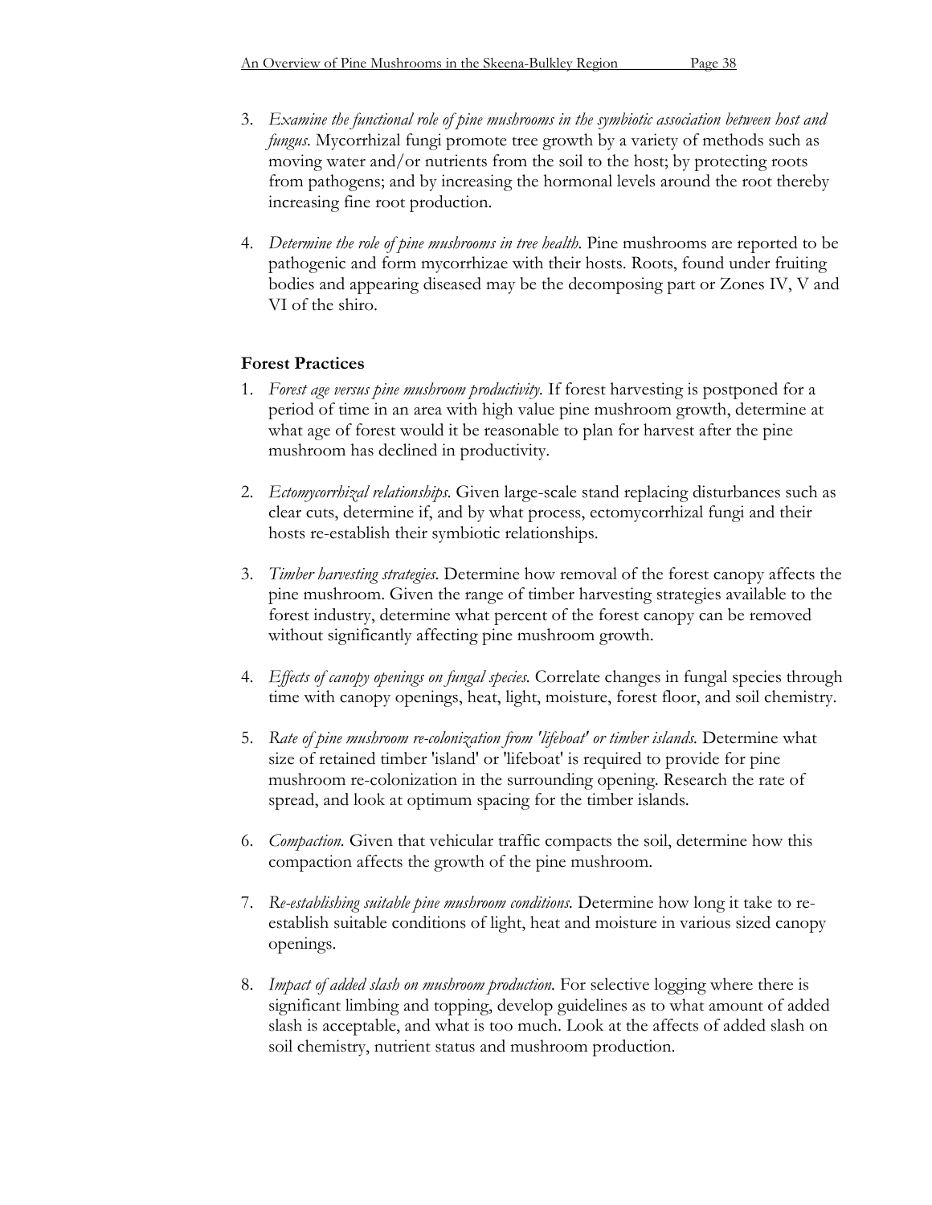3. *Examine the functional role of pine mushrooms in the symbiotic association between host and fungus.* Mycorrhizal fungi promote tree growth by a variety of methods such as moving water and/or nutrients from the soil to the host; by protecting roots from pathogens; and by increasing the hormonal levels around the root thereby increasing fine root production.

4. *Determine the role of pine mushrooms in tree health.* Pine mushrooms are reported to be pathogenic and form mycorrhizae with their hosts. Roots, found under fruiting bodies and appearing diseased may be the decomposing part or Zones IV, V and VI of the shiro.

### Forest Practices

1. *Forest age versus pine mushroom productivity.* If forest harvesting is postponed for a period of time in an area with high value pine mushroom growth, determine at what age of forest would it be reasonable to plan for harvest after the pine mushroom has declined in productivity.

2. *Ectomycorrhizal relationships.* Given large-scale stand replacing disturbances such as clear cuts, determine if, and by what process, ectomycorrhizal fungi and their hosts re-establish their symbiotic relationships.

3. *Timber harvesting strategies.* Determine how removal of the forest canopy affects the pine mushroom. Given the range of timber harvesting strategies available to the forest industry, determine what percent of the forest canopy can be removed without significantly affecting pine mushroom growth.

4. *Effects of canopy openings on fungal species.* Correlate changes in fungal species through time with canopy openings, heat, light, moisture, forest floor, and soil chemistry.

5. *Rate of pine mushroom re-colonization from 'lifeboat' or timber islands.* Determine what size of retained timber 'island' or 'lifeboat' is required to provide for pine mushroom re-colonization in the surrounding opening. Research the rate of spread, and look at optimum spacing for the timber islands.

6. *Compaction.* Given that vehicular traffic compacts the soil, determine how this compaction affects the growth of the pine mushroom.

7. *Re-establishing suitable pine mushroom conditions.* Determine how long it take to re-establish suitable conditions of light, heat and moisture in various sized canopy openings.

8. *Impact of added slash on mushroom production.* For selective logging where there is significant limbing and topping, develop guidelines as to what amount of added slash is acceptable, and what is too much. Look at the affects of added slash on soil chemistry, nutrient status and mushroom production.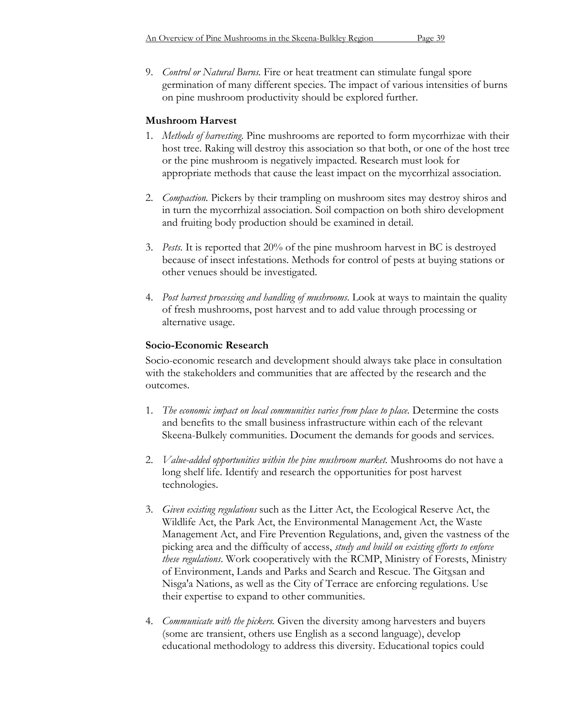9. *Control or Natural Burns.* Fire or heat treatment can stimulate fungal spore germination of many different species. The impact of various intensities of burns on pine mushroom productivity should be explored further.

### Mushroom Harvest

1. *Methods of harvesting.* Pine mushrooms are reported to form mycorrhizae with their host tree. Raking will destroy this association so that both, or one of the host tree or the pine mushroom is negatively impacted. Research must look for appropriate methods that cause the least impact on the mycorrhizal association.

2. *Compaction.* Pickers by their trampling on mushroom sites may destroy shiros and in turn the mycorrhizal association. Soil compaction on both shiro development and fruiting body production should be examined in detail.

3. *Pests.* It is reported that 20% of the pine mushroom harvest in BC is destroyed because of insect infestations. Methods for control of pests at buying stations or other venues should be investigated.

4. *Post harvest processing and handling of mushrooms.* Look at ways to maintain the quality of fresh mushrooms, post harvest and to add value through processing or alternative usage.

### Socio-Economic Research

Socio-economic research and development should always take place in consultation with the stakeholders and communities that are affected by the research and the outcomes.

1. *The economic impact on local communities varies from place to place.* Determine the costs and benefits to the small business infrastructure within each of the relevant Skeena-Bulkely communities. Document the demands for goods and services.

2. *Value-added opportunities within the pine mushroom market.* Mushrooms do not have a long shelf life. Identify and research the opportunities for post harvest technologies.

3. *Given existing regulations* such as the Litter Act, the Ecological Reserve Act, the Wildlife Act, the Park Act, the Environmental Management Act, the Waste Management Act, and Fire Prevention Regulations, and, given the vastness of the picking area and the difficulty of access, *study and build on existing efforts to enforce these regulations*. Work cooperatively with the RCMP, Ministry of Forests, Ministry of Environment, Lands and Parks and Search and Rescue. The Gitxsan and Nisga'a Nations, as well as the City of Terrace are enforcing regulations. Use their expertise to expand to other communities.

4. *Communicate with the pickers.* Given the diversity among harvesters and buyers (some are transient, others use English as a second language), develop educational methodology to address this diversity. Educational topics could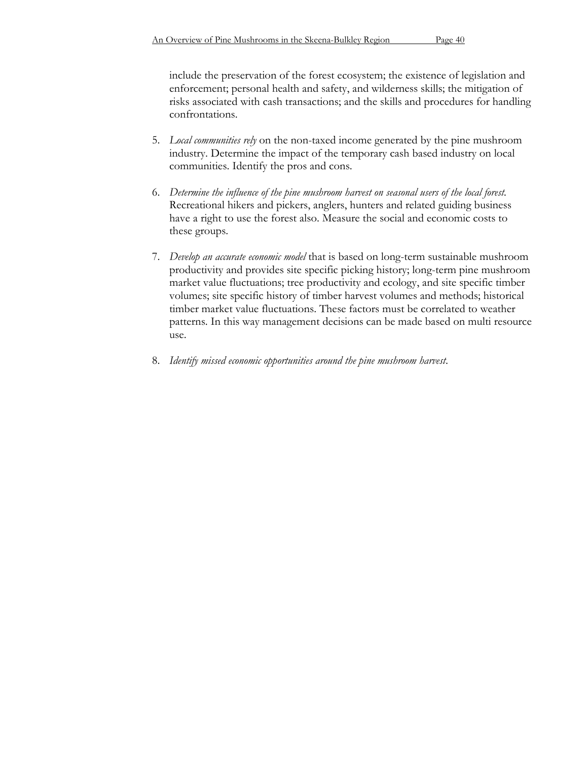include the preservation of the forest ecosystem; the existence of legislation and enforcement; personal health and safety, and wilderness skills; the mitigation of risks associated with cash transactions; and the skills and procedures for handling confrontations.

5. *Local communities rely* on the non-taxed income generated by the pine mushroom industry. Determine the impact of the temporary cash based industry on local communities. Identify the pros and cons.

6. *Determine the influence of the pine mushroom harvest on seasonal users of the local forest.* Recreational hikers and pickers, anglers, hunters and related guiding business have a right to use the forest also. Measure the social and economic costs to these groups.

7. *Develop an accurate economic model* that is based on long-term sustainable mushroom productivity and provides site specific picking history; long-term pine mushroom market value fluctuations; tree productivity and ecology, and site specific timber volumes; site specific history of timber harvest volumes and methods; historical timber market value fluctuations. These factors must be correlated to weather patterns. In this way management decisions can be made based on multi resource use.

8. *Identify missed economic opportunities around the pine mushroom harvest.*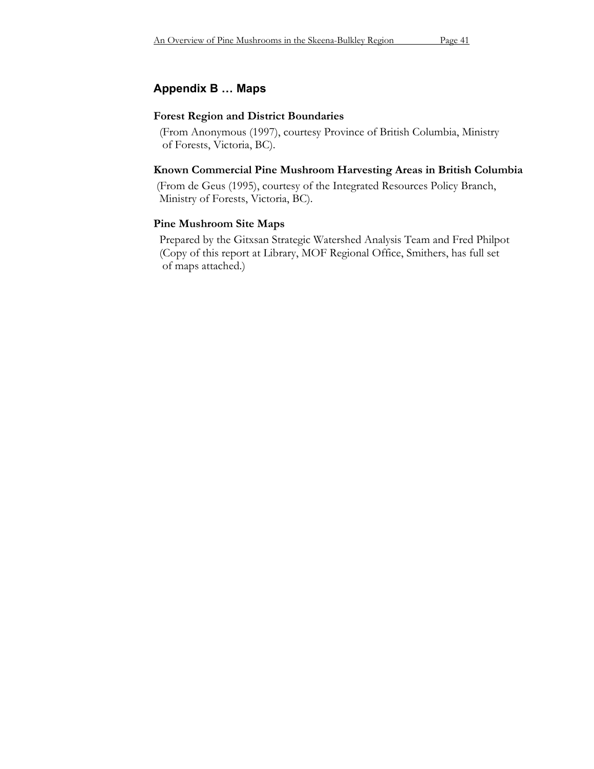## Appendix B … Maps

### Forest Region and District Boundaries

(From Anonymous (1997), courtesy Province of British Columbia, Ministry of Forests, Victoria, BC).

### Known Commercial Pine Mushroom Harvesting Areas in British Columbia

(From de Geus (1995), courtesy of the Integrated Resources Policy Branch, Ministry of Forests, Victoria, BC).

### Pine Mushroom Site Maps

Prepared by the Gitxsan Strategic Watershed Analysis Team and Fred Philpot (Copy of this report at Library, MOF Regional Office, Smithers, has full set of maps attached.)